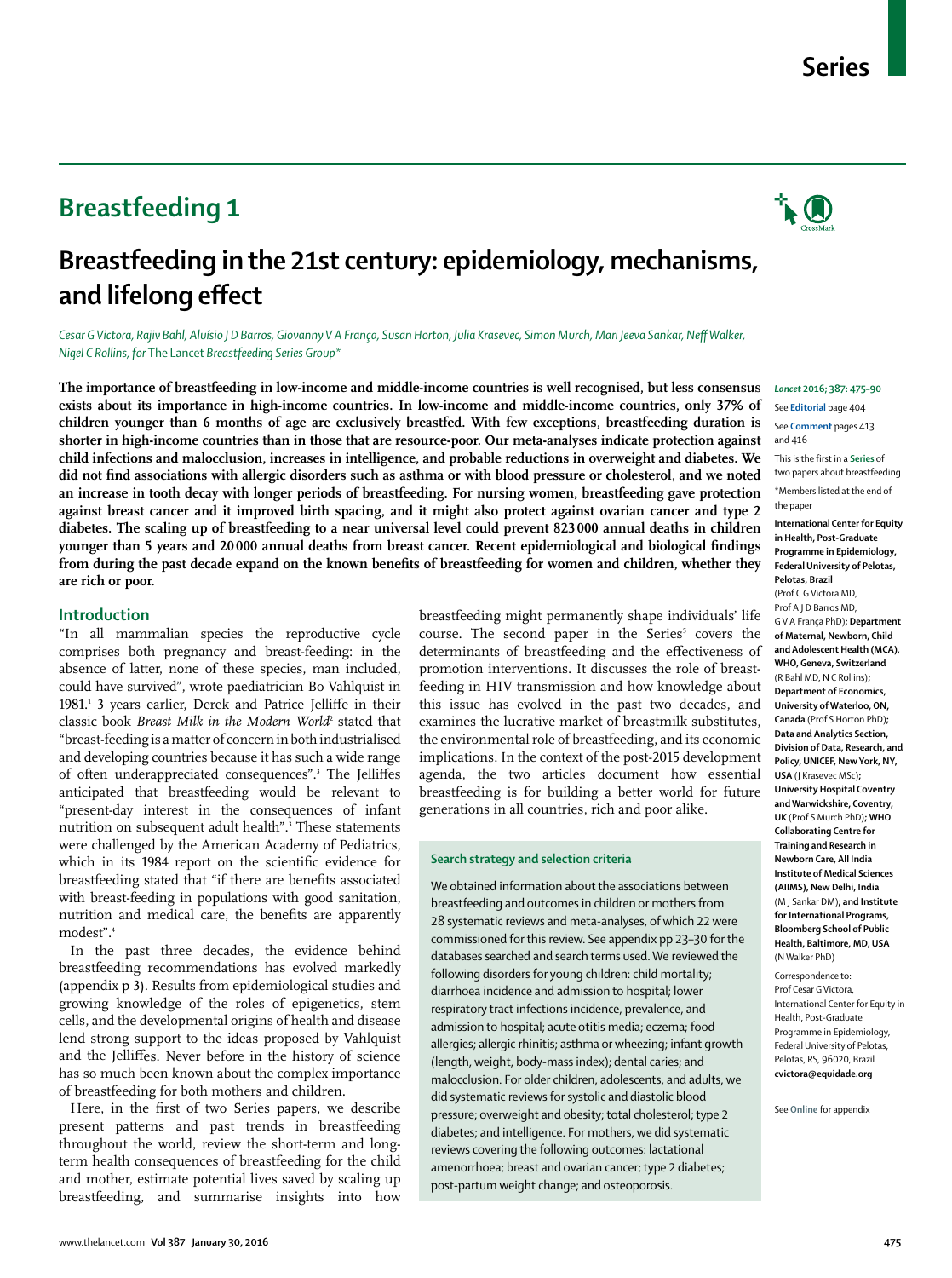# Breastfeeding 1

## Breastfeeding in the 21st century: epidemiology, mechanisms, and lifelong effect

*Cesar G Victora, Rajiv Bahl, Aluísio J D Barros, Giovanny V A França, Susan Horton, Julia Krasevec, Simon Murch, Mari Jeeva Sankar, Neff Walker, Nigel C Rollins, for* The Lancet *Breastfeeding Series Group*\*

**The importance of breastfeeding in low-income and middle-income countries is well recognised, but less consensus exists about its importance in high-income countries. In low-income and middle-income countries, only 37% of children younger than 6 months of age are exclusively breastfed. With few exceptions, breastfeeding duration is shorter in high-income countries than in those that are resource-poor. Our meta-analyses indicate protection against child infections and malocclusion, increases in intelligence, and probable reductions in overweight and diabetes. We did not find associations with allergic disorders such as asthma or with blood pressure or cholesterol, and we noted an increase in tooth decay with longer periods of breastfeeding. For nursing women, breastfeeding gave protection against breast cancer and it improved birth spacing, and it might also protect against ovarian cancer and type 2 diabetes. The scaling up of breastfeeding to a near universal level could prevent 823 000 annual deaths in children younger than 5 years and 20 000 annual deaths from breast cancer. Recent epidemiological and biological findings from during the past decade expand on the known benefits of breastfeeding for women and children, whether they are rich or poor.**

*Lancet* 2016; 387: 475–90

See **Editorial** page 404

See **Comment** pages 413 and 416

This is the first in a **Series** of two papers about breastfeeding

\*Members listed at the end of the paper

**International Center for Equity in Health, Post-Graduate Programme in Epidemiology, Federal University of Pelotas, Pelotas, Brazil** (Prof C G Victora MD, Prof A J D Barros MD, G V A França PhD)**; Department of Maternal, Newborn, Child and Adolescent Health (MCA), WHO, Geneva, Switzerland** (R Bahl MD, N C Rollins)**; Department of Economics, University of Waterloo, ON, Canada** (Prof S Horton PhD)**; Data and Analytics Section, Division of Data, Research, and Policy, UNICEF, New York, NY, USA** (J Krasevec MSc)**; University Hospital Coventry and Warwickshire, Coventry, UK** (Prof S Murch PhD)**; WHO Collaborating Centre for Training and Research in Newborn Care, All India Institute of Medical Sciences (AIIMS), New Delhi, India** (M J Sankar DM)**; and Institute for International Programs, Bloomberg School of Public Health, Baltimore, MD, USA** (N Walker PhD)

Correspondence to: Prof Cesar G Victora, International Center for Equity in Health, Post-Graduate Programme in Epidemiology, Federal University of Pelotas, Pelotas, RS, 96020, Brazil **cvictora@equidade.org**

See **Online** for appendix

### Introduction

"In all mammalian species the reproductive cycle comprises both pregnancy and breast-feeding: in the absence of latter, none of these species, man included, could have survived", wrote paediatrician Bo Vahlquist in 1981.[1] 3 years earlier, Derek and Patrice Jelliffe in their classic book *Breast Milk in the Modern World*[2] stated that "breast-feeding is a matter of concern in both industrialised and developing countries because it has such a wide range of often underappreciated consequences".[3] The Jelliffes anticipated that breastfeeding would be relevant to "present-day interest in the consequences of infant nutrition on subsequent adult health".[3] These statements were challenged by the American Academy of Pediatrics, which in its 1984 report on the scientific evidence for breastfeeding stated that "if there are benefits associated with breast-feeding in populations with good sanitation, nutrition and medical care, the benefits are apparently modest".[4]

In the past three decades, the evidence behind breastfeeding recommendations has evolved markedly (appendix p 3). Results from epidemiological studies and growing knowledge of the roles of epigenetics, stem cells, and the developmental origins of health and disease lend strong support to the ideas proposed by Vahlquist and the Jelliffes. Never before in the history of science has so much been known about the complex importance of breastfeeding for both mothers and children.

Here, in the first of two Series papers, we describe present patterns and past trends in breastfeeding throughout the world, review the short-term and long-term health consequences of breastfeeding for the child and mother, estimate potential lives saved by scaling up breastfeeding, and summarise insights into how breastfeeding might permanently shape individuals' life course. The second paper in the Series[5] covers the determinants of breastfeeding and the effectiveness of promotion interventions. It discusses the role of breastfeeding in HIV transmission and how knowledge about this issue has evolved in the past two decades, and examines the lucrative market of breastmilk substitutes, the environmental role of breastfeeding, and its economic implications. In the context of the post-2015 development agenda, the two articles document how essential breastfeeding is for building a better world for future generations in all countries, rich and poor alike.

#### Search strategy and selection criteria

We obtained information about the associations between breastfeeding and outcomes in children or mothers from 28 systematic reviews and meta-analyses, of which 22 were commissioned for this review. See appendix pp 23–30 for the databases searched and search terms used. We reviewed the following disorders for young children: child mortality; diarrhoea incidence and admission to hospital; lower respiratory tract infections incidence, prevalence, and admission to hospital; acute otitis media; eczema; food allergies; allergic rhinitis; asthma or wheezing; infant growth (length, weight, body-mass index); dental caries; and malocclusion. For older children, adolescents, and adults, we did systematic reviews for systolic and diastolic blood pressure; overweight and obesity; total cholesterol; type 2 diabetes; and intelligence. For mothers, we did systematic reviews covering the following outcomes: lactational amenorrhoea; breast and ovarian cancer; type 2 diabetes; post-partum weight change; and osteoporosis.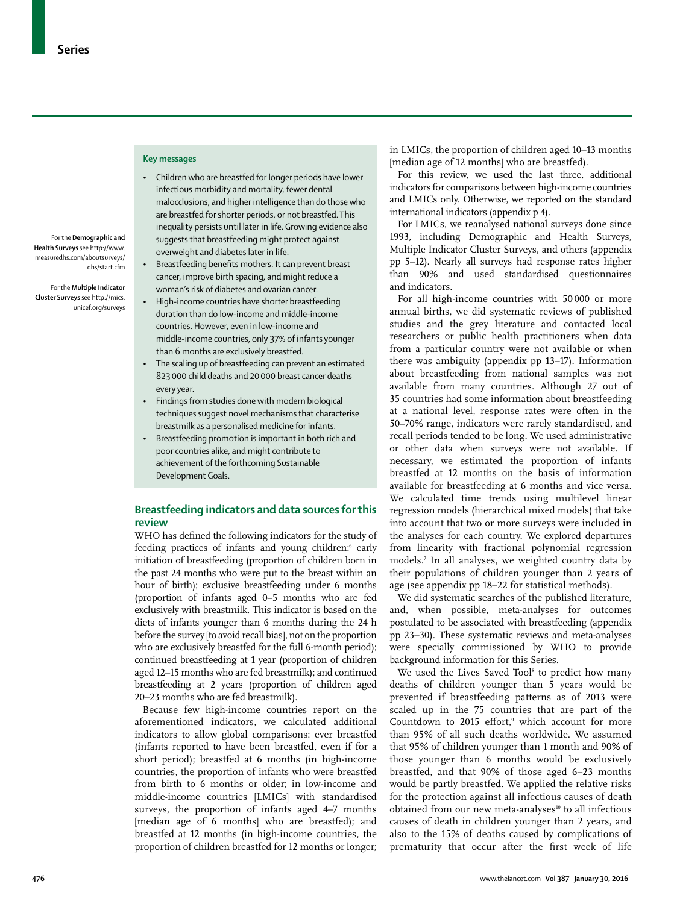For the **Demographic and Health Surveys** see http://www.measuredhs.com/aboutsurveys/dhs/start.cfm

For the **Multiple Indicator Cluster Surveys** see http://mics.unicef.org/surveys

**Key messages**

- Children who are breastfed for longer periods have lower infectious morbidity and mortality, fewer dental malocclusions, and higher intelligence than do those who are breastfed for shorter periods, or not breastfed. This inequality persists until later in life. Growing evidence also suggests that breastfeeding might protect against overweight and diabetes later in life.
- Breastfeeding benefits mothers. It can prevent breast cancer, improve birth spacing, and might reduce a woman's risk of diabetes and ovarian cancer.
- High-income countries have shorter breastfeeding duration than do low-income and middle-income countries. However, even in low-income and middle-income countries, only 37% of infants younger than 6 months are exclusively breastfed.
- The scaling up of breastfeeding can prevent an estimated 823 000 child deaths and 20 000 breast cancer deaths every year.
- Findings from studies done with modern biological techniques suggest novel mechanisms that characterise breastmilk as a personalised medicine for infants.
- Breastfeeding promotion is important in both rich and poor countries alike, and might contribute to achievement of the forthcoming Sustainable Development Goals.

## Breastfeeding indicators and data sources for this review

WHO has defined the following indicators for the study of feeding practices of infants and young children:[6] early initiation of breastfeeding (proportion of children born in the past 24 months who were put to the breast within an hour of birth); exclusive breastfeeding under 6 months (proportion of infants aged 0–5 months who are fed exclusively with breastmilk. This indicator is based on the diets of infants younger than 6 months during the 24 h before the survey [to avoid recall bias], not on the proportion who are exclusively breastfed for the full 6-month period); continued breastfeeding at 1 year (proportion of children aged 12–15 months who are fed breastmilk); and continued breastfeeding at 2 years (proportion of children aged 20–23 months who are fed breastmilk).

Because few high-income countries report on the aforementioned indicators, we calculated additional indicators to allow global comparisons: ever breastfed (infants reported to have been breastfed, even if for a short period); breastfed at 6 months (in high-income countries, the proportion of infants who were breastfed from birth to 6 months or older; in low-income and middle-income countries [LMICs] with standardised surveys, the proportion of infants aged 4–7 months [median age of 6 months] who are breastfed); and breastfed at 12 months (in high-income countries, the proportion of children breastfed for 12 months or longer; in LMICs, the proportion of children aged 10–13 months [median age of 12 months] who are breastfed).

For this review, we used the last three, additional indicators for comparisons between high-income countries and LMICs only. Otherwise, we reported on the standard international indicators (appendix p 4).

For LMICs, we reanalysed national surveys done since 1993, including Demographic and Health Surveys, Multiple Indicator Cluster Surveys, and others (appendix pp 5–12). Nearly all surveys had response rates higher than 90% and used standardised questionnaires and indicators.

For all high-income countries with 50 000 or more annual births, we did systematic reviews of published studies and the grey literature and contacted local researchers or public health practitioners when data from a particular country were not available or when there was ambiguity (appendix pp 13–17). Information about breastfeeding from national samples was not available from many countries. Although 27 out of 35 countries had some information about breastfeeding at a national level, response rates were often in the 50–70% range, indicators were rarely standardised, and recall periods tended to be long. We used administrative or other data when surveys were not available. If necessary, we estimated the proportion of infants breastfed at 12 months on the basis of information available for breastfeeding at 6 months and vice versa. We calculated time trends using multilevel linear regression models (hierarchical mixed models) that take into account that two or more surveys were included in the analyses for each country. We explored departures from linearity with fractional polynomial regression models.[7] In all analyses, we weighted country data by their populations of children younger than 2 years of age (see appendix pp 18–22 for statistical methods).

We did systematic searches of the published literature, and, when possible, meta-analyses for outcomes postulated to be associated with breastfeeding (appendix pp 23–30). These systematic reviews and meta-analyses were specially commissioned by WHO to provide background information for this Series.

We used the Lives Saved Tool[8] to predict how many deaths of children younger than 5 years would be prevented if breastfeeding patterns as of 2013 were scaled up in the 75 countries that are part of the Countdown to 2015 effort,[9] which account for more than 95% of all such deaths worldwide. We assumed that 95% of children younger than 1 month and 90% of those younger than 6 months would be exclusively breastfed, and that 90% of those aged 6–23 months would be partly breastfed. We applied the relative risks for the protection against all infectious causes of death obtained from our new meta-analyses[10] to all infectious causes of death in children younger than 2 years, and also to the 15% of deaths caused by complications of prematurity that occur after the first week of life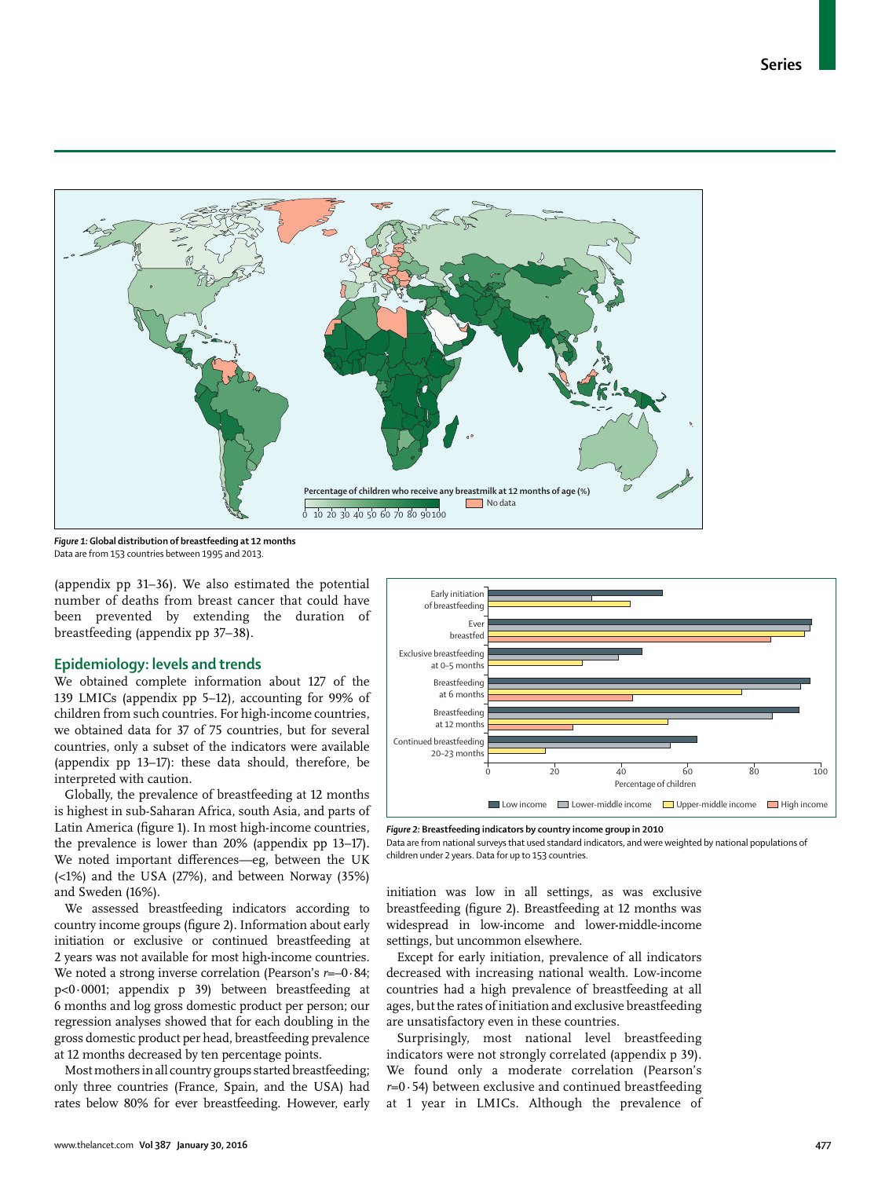Percentage of children who receive any breastmilk at 12 months of age (%)

*Figure 1:* **Global distribution of breastfeeding at 12 months**
Data are from 153 countries between 1995 and 2013.

(appendix pp 31–36). We also estimated the potential number of deaths from breast cancer that could have been prevented by extending the duration of breastfeeding (appendix pp 37–38).

## Epidemiology: levels and trends

We obtained complete information about 127 of the 139 LMICs (appendix pp 5–12), accounting for 99% of children from such countries. For high-income countries, we obtained data for 37 of 75 countries, but for several countries, only a subset of the indicators were available (appendix pp 13–17): these data should, therefore, be interpreted with caution.

Globally, the prevalence of breastfeeding at 12 months is highest in sub-Saharan Africa, south Asia, and parts of Latin America (figure 1). In most high-income countries, the prevalence is lower than 20% (appendix pp 13–17). We noted important differences—eg, between the UK (<1%) and the USA (27%), and between Norway (35%) and Sweden (16%).

We assessed breastfeeding indicators according to country income groups (figure 2). Information about early initiation or exclusive or continued breastfeeding at 2 years was not available for most high-income countries. We noted a strong inverse correlation (Pearson's $r=-0 \cdot 84$; $p<0 \cdot 0001$; appendix p 39) between breastfeeding at 6 months and log gross domestic product per person; our regression analyses showed that for each doubling in the gross domestic product per head, breastfeeding prevalence at 12 months decreased by ten percentage points.

Most mothers in all country groups started breastfeeding; only three countries (France, Spain, and the USA) had rates below 80% for ever breastfeeding. However, early initiation was low in all settings, as was exclusive breastfeeding (figure 2). Breastfeeding at 12 months was widespread in low-income and lower-middle-income settings, but uncommon elsewhere.

*Figure 2:* **Breastfeeding indicators by country income group in 2010**
Data are from national surveys that used standard indicators, and were weighted by national populations of children under 2 years. Data for up to 153 countries.

Except for early initiation, prevalence of all indicators decreased with increasing national wealth. Low-income countries had a high prevalence of breastfeeding at all ages, but the rates of initiation and exclusive breastfeeding are unsatisfactory even in these countries.

Surprisingly, most national level breastfeeding indicators were not strongly correlated (appendix p 39). We found only a moderate correlation (Pearson's $r=0 \cdot 54$) between exclusive and continued breastfeeding at 1 year in LMICs. Although the prevalence of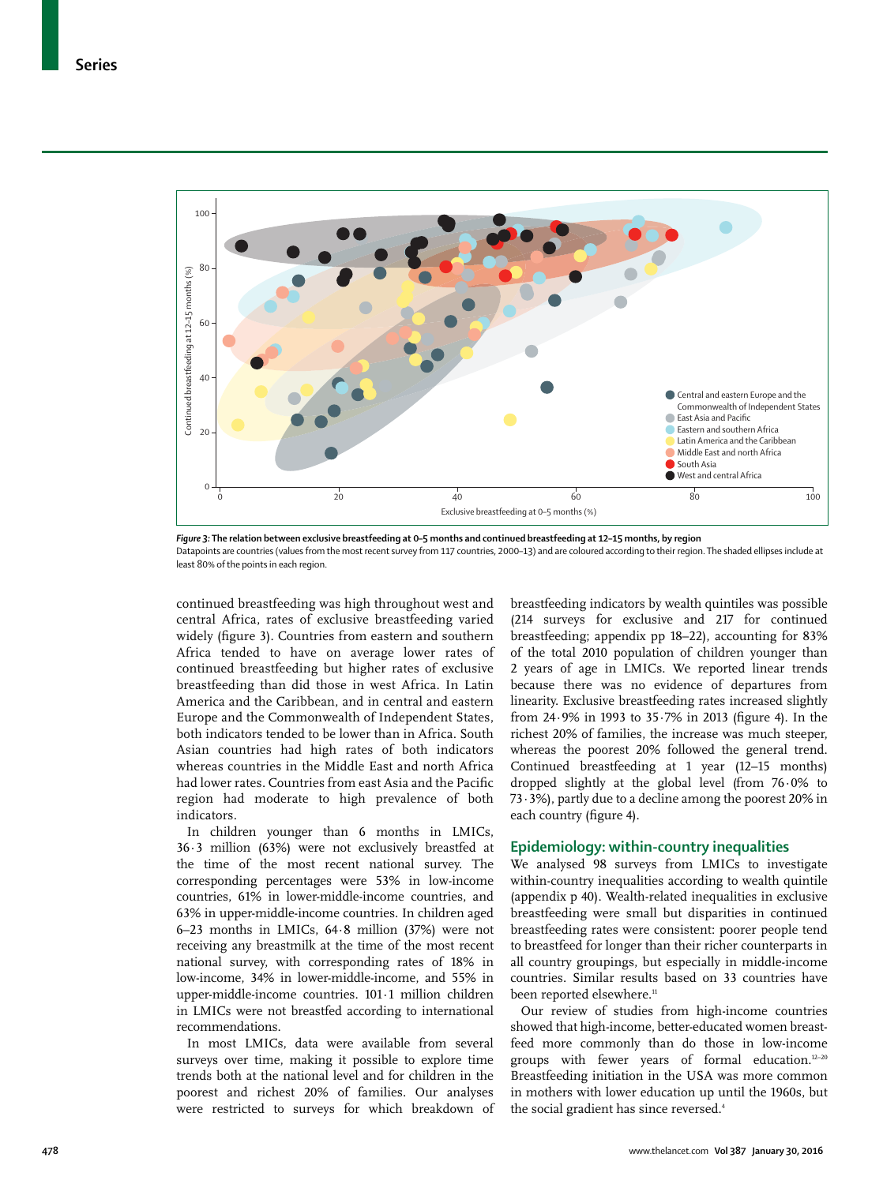*Figure 3:* **The relation between exclusive breastfeeding at 0–5 months and continued breastfeeding at 12–15 months, by region**
Datapoints are countries (values from the most recent survey from 117 countries, 2000–13) and are coloured according to their region. The shaded ellipses include at least 80% of the points in each region.

continued breastfeeding was high throughout west and central Africa, rates of exclusive breastfeeding varied widely (figure 3). Countries from eastern and southern Africa tended to have on average lower rates of continued breastfeeding but higher rates of exclusive breastfeeding than did those in west Africa. In Latin America and the Caribbean, and in central and eastern Europe and the Commonwealth of Independent States, both indicators tended to be lower than in Africa. South Asian countries had high rates of both indicators whereas countries in the Middle East and north Africa had lower rates. Countries from east Asia and the Pacific region had moderate to high prevalence of both indicators.

In children younger than 6 months in LMICs, 36·3 million (63%) were not exclusively breastfed at the time of the most recent national survey. The corresponding percentages were 53% in low-income countries, 61% in lower-middle-income countries, and 63% in upper-middle-income countries. In children aged 6–23 months in LMICs, 64·8 million (37%) were not receiving any breastmilk at the time of the most recent national survey, with corresponding rates of 18% in low-income, 34% in lower-middle-income, and 55% in upper-middle-income countries. 101·1 million children in LMICs were not breastfed according to international recommendations.

In most LMICs, data were available from several surveys over time, making it possible to explore time trends both at the national level and for children in the poorest and richest 20% of families. Our analyses were restricted to surveys for which breakdown of breastfeeding indicators by wealth quintiles was possible (214 surveys for exclusive and 217 for continued breastfeeding; appendix pp 18–22), accounting for 83% of the total 2010 population of children younger than 2 years of age in LMICs. We reported linear trends because there was no evidence of departures from linearity. Exclusive breastfeeding rates increased slightly from 24·9% in 1993 to 35·7% in 2013 (figure 4). In the richest 20% of families, the increase was much steeper, whereas the poorest 20% followed the general trend. Continued breastfeeding at 1 year (12–15 months) dropped slightly at the global level (from 76·0% to 73·3%), partly due to a decline among the poorest 20% in each country (figure 4).

## Epidemiology: within-country inequalities

We analysed 98 surveys from LMICs to investigate within-country inequalities according to wealth quintile (appendix p 40). Wealth-related inequalities in exclusive breastfeeding were small but disparities in continued breastfeeding rates were consistent: poorer people tend to breastfeed for longer than their richer counterparts in all country groupings, but especially in middle-income countries. Similar results based on 33 countries have been reported elsewhere.[11]

Our review of studies from high-income countries showed that high-income, better-educated women breastfeed more commonly than do those in low-income groups with fewer years of formal education.[12–20] Breastfeeding initiation in the USA was more common in mothers with lower education up until the 1960s, but the social gradient has since reversed.[4]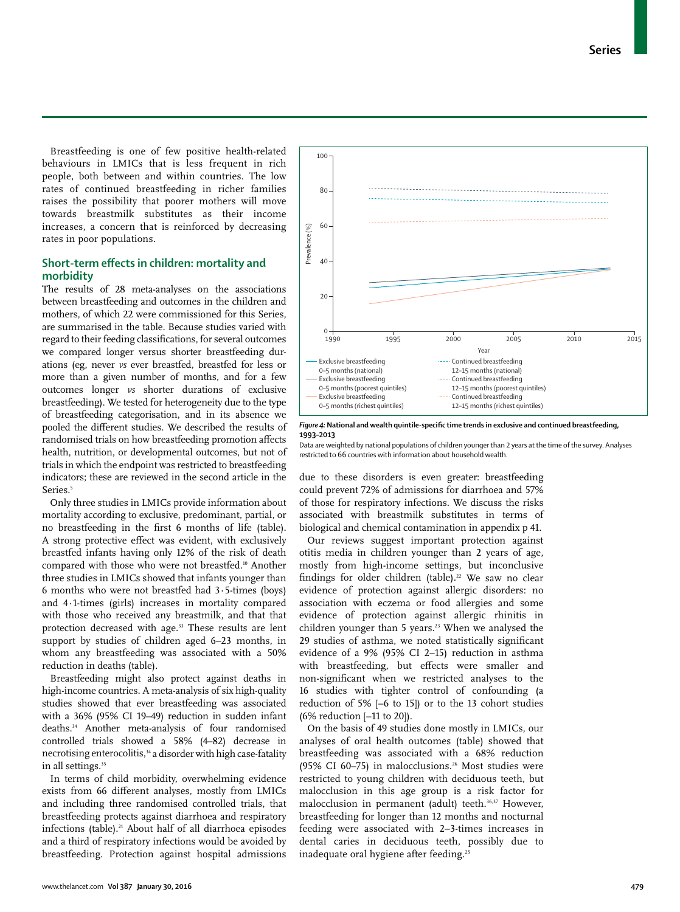Breastfeeding is one of few positive health-related behaviours in LMICs that is less frequent in rich people, both between and within countries. The low rates of continued breastfeeding in richer families raises the possibility that poorer mothers will move towards breastmilk substitutes as their income increases, a concern that is reinforced by decreasing rates in poor populations.

## Short-term effects in children: mortality and morbidity

The results of 28 meta-analyses on the associations between breastfeeding and outcomes in the children and mothers, of which 22 were commissioned for this Series, are summarised in the table. Because studies varied with regard to their feeding classifications, for several outcomes we compared longer versus shorter breastfeeding durations (eg, never *vs* ever breastfed, breastfed for less or more than a given number of months, and for a few outcomes longer *vs* shorter durations of exclusive breastfeeding). We tested for heterogeneity due to the type of breastfeeding categorisation, and in its absence we pooled the different studies. We described the results of randomised trials on how breastfeeding promotion affects health, nutrition, or developmental outcomes, but not of trials in which the endpoint was restricted to breastfeeding indicators; these are reviewed in the second article in the Series.[5]

Only three studies in LMICs provide information about mortality according to exclusive, predominant, partial, or no breastfeeding in the first 6 months of life (table). A strong protective effect was evident, with exclusively breastfed infants having only 12% of the risk of death compared with those who were not breastfed.[10] Another three studies in LMICs showed that infants younger than 6 months who were not breastfed had 3·5-times (boys) and 4·1-times (girls) increases in mortality compared with those who received any breastmilk, and that that protection decreased with age.[33] These results are lent support by studies of children aged 6–23 months, in whom any breastfeeding was associated with a 50% reduction in deaths (table).

Breastfeeding might also protect against deaths in high-income countries. A meta-analysis of six high-quality studies showed that ever breastfeeding was associated with a 36% (95% CI 19–49) reduction in sudden infant deaths.[34] Another meta-analysis of four randomised controlled trials showed a 58% (4–82) decrease in necrotising enterocolitis,[34] a disorder with high case-fatality in all settings.[35]

In terms of child morbidity, overwhelming evidence exists from 66 different analyses, mostly from LMICs and including three randomised controlled trials, that breastfeeding protects against diarrhoea and respiratory infections (table).[21] About half of all diarrhoea episodes and a third of respiratory infections would be avoided by breastfeeding. Protection against hospital admissions due to these disorders is even greater: breastfeeding could prevent 72% of admissions for diarrhoea and 57% of those for respiratory infections. We discuss the risks associated with breastmilk substitutes in terms of biological and chemical contamination in appendix p 41.

*Figure 4:* **National and wealth quintile-specific time trends in exclusive and continued breastfeeding, 1993–2013**

Data are weighted by national populations of children younger than 2 years at the time of the survey. Analyses restricted to 66 countries with information about household wealth.

Our reviews suggest important protection against otitis media in children younger than 2 years of age, mostly from high-income settings, but inconclusive findings for older children (table).[22] We saw no clear evidence of protection against allergic disorders: no association with eczema or food allergies and some evidence of protection against allergic rhinitis in children younger than 5 years.[23] When we analysed the 29 studies of asthma, we noted statistically significant evidence of a 9% (95% CI 2–15) reduction in asthma with breastfeeding, but effects were smaller and non-significant when we restricted analyses to the 16 studies with tighter control of confounding (a reduction of 5% [–6 to 15]) or to the 13 cohort studies (6% reduction [–11 to 20]).

On the basis of 49 studies done mostly in LMICs, our analyses of oral health outcomes (table) showed that breastfeeding was associated with a 68% reduction (95% CI 60–75) in malocclusions.[26] Most studies were restricted to young children with deciduous teeth, but malocclusion in this age group is a risk factor for malocclusion in permanent (adult) teeth.[36,37] However, breastfeeding for longer than 12 months and nocturnal feeding were associated with 2–3-times increases in dental caries in deciduous teeth, possibly due to inadequate oral hygiene after feeding.[25]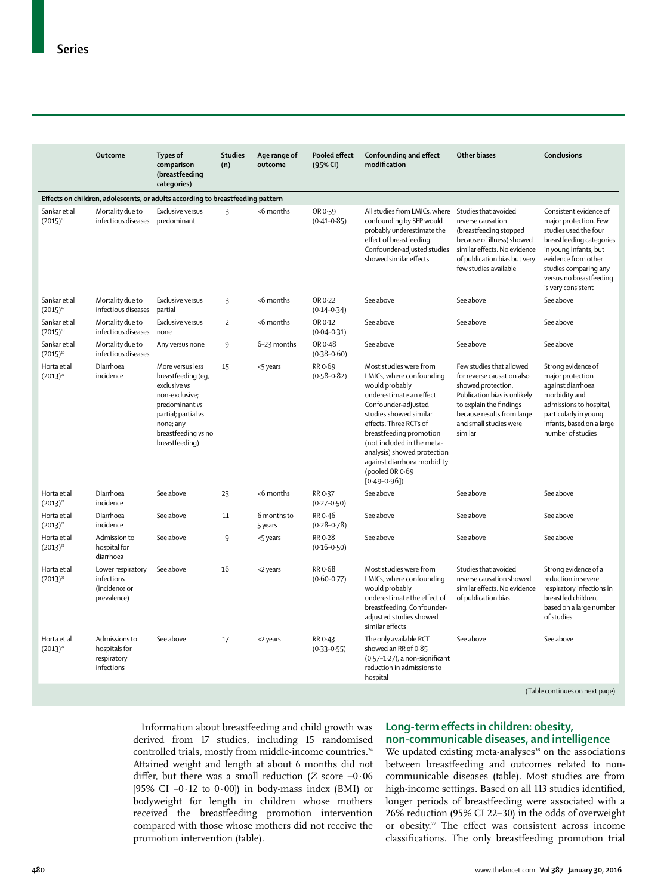| | Outcome | Types of comparison (breastfeeding categories) | Studies (n) | Age range of outcome | Pooled effect (95% CI) | Confounding and effect modification | Other biases | Conclusions |
|---|---|---|---|---|---|---|---|---|
| **Effects on children, adolescents, or adults according to breastfeeding pattern** | | | | | | | | |
| Sankar et al (2015)[10] | Mortality due to infectious diseases | Exclusive versus predominant | 3 | <6 months | OR 0·59 (0·41–0·85) | All studies from LMICs, where confounding by SEP would probably underestimate the effect of breastfeeding. Confounder-adjusted studies showed similar effects | Studies that avoided reverse causation (breastfeeding stopped because of illness) showed similar effects. No evidence of publication bias but very few studies available | Consistent evidence of major protection. Few studies used the four breastfeeding categories in young infants, but evidence from other studies comparing any versus no breastfeeding is very consistent |
| Sankar et al (2015)[10] | Mortality due to infectious diseases | Exclusive versus partial | 3 | <6 months | OR 0·22 (0·14–0·34) | See above | See above | See above |
| Sankar et al (2015)[10] | Mortality due to infectious diseases | Exclusive versus none | 2 | <6 months | OR 0·12 (0·04–0·31) | See above | See above | See above |
| Sankar et al (2015)[10] | Mortality due to infectious diseases | Any versus none | 9 | 6–23 months | OR 0·48 (0·38–0·60) | See above | See above | See above |
| Horta et al (2013)[21] | Diarrhoea incidence | More versus less breastfeeding (eg, exclusive *vs* non-exclusive; predominant *vs* partial; partial *vs* none; any breastfeeding *vs* no breastfeeding) | 15 | <5 years | RR 0·69 (0·58–0·82) | Most studies were from LMICs, where confounding would probably underestimate an effect. Confounder-adjusted studies showed similar effects. Three RCTs of breastfeeding promotion (not included in the meta-analysis) showed protection against diarrhoea morbidity (pooled OR 0·69 [0·49–0·96]) | Few studies that allowed for reverse causation also showed protection. Publication bias is unlikely to explain the findings because results from large and small studies were similar | Strong evidence of major protection against diarrhoea morbidity and admissions to hospital, particularly in young infants, based on a large number of studies |
| Horta et al (2013)[21] | Diarrhoea incidence | See above | 23 | <6 months | RR 0·37 (0·27–0·50) | See above | See above | See above |
| Horta et al (2013)[21] | Diarrhoea incidence | See above | 11 | 6 months to 5 years | RR 0·46 (0·28–0·78) | See above | See above | See above |
| Horta et al (2013)[21] | Admission to hospital for diarrhoea | See above | 9 | <5 years | RR 0·28 (0·16–0·50) | See above | See above | See above |
| Horta et al (2013)[21] | Lower respiratory infections (incidence or prevalence) | See above | 16 | <2 years | RR 0·68 (0·60–0·77) | Most studies were from LMICs, where confounding would probably underestimate the effect of breastfeeding. Confounder-adjusted studies showed similar effects | Studies that avoided reverse causation showed similar effects. No evidence of publication bias | Strong evidence of a reduction in severe respiratory infections in breastfed children, based on a large number of studies |
| Horta et al (2013)[21] | Admissions to hospitals for respiratory infections | See above | 17 | <2 years | RR 0·43 (0·33–0·55) | The only available RCT showed an RR of 0·85 (0·57–1·27), a non-significant reduction in admissions to hospital | See above | See above |

(Table continues on next page)

Information about breastfeeding and child growth was derived from 17 studies, including 15 randomised controlled trials, mostly from middle-income countries.[24] Attained weight and length at about 6 months did not differ, but there was a small reduction (*Z* score –0·06 [95% CI –0·12 to 0·00]) in body-mass index (BMI) or bodyweight for length in children whose mothers received the breastfeeding promotion intervention compared with those whose mothers did not receive the promotion intervention (table).

## Long-term effects in children: obesity, non-communicable diseases, and intelligence

We updated existing meta-analyses[38] on the associations between breastfeeding and outcomes related to non-communicable diseases (table). Most studies are from high-income settings. Based on all 113 studies identified, longer periods of breastfeeding were associated with a 26% reduction (95% CI 22–30) in the odds of overweight or obesity.[27] The effect was consistent across income classifications. The only breastfeeding promotion trial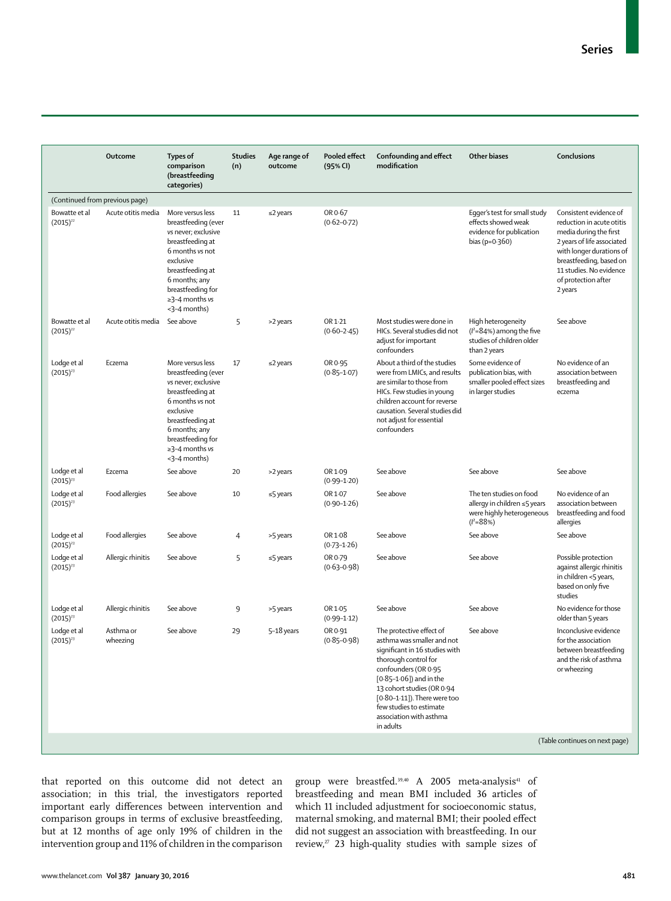| | Outcome | Types of comparison (breastfeeding categories) | Studies (n) | Age range of outcome | Pooled effect (95% CI) | Confounding and effect modification | Other biases | Conclusions |
|---|---|---|---|---|---|---|---|---|
| (Continued from previous page) | | | | | | | | |
| Bowatte et al (2015)[22] | Acute otitis media | More versus less breastfeeding (ever *vs* never; exclusive breastfeeding at 6 months *vs* not exclusive breastfeeding at 6 months; any breastfeeding for ≥3–4 months *vs* <3–4 months) | 11 | ≤2 years | OR 0·67 (0·62–0·72) | | Egger's test for small study effects showed weak evidence for publication bias (p=0·360) | Consistent evidence of reduction in acute otitis media during the first 2 years of life associated with longer durations of breastfeeding, based on 11 studies. No evidence of protection after 2 years |
| Bowatte et al (2015)[22] | Acute otitis media | See above | 5 | >2 years | OR 1·21 (0·60–2·45) | Most studies were done in HICs. Several studies did not adjust for important confounders | High heterogeneity ($I^2$=84%) among the five studies of children older than 2 years | See above |
| Lodge et al (2015)[23] | Eczema | More versus less breastfeeding (ever *vs* never; exclusive breastfeeding at 6 months *vs* not exclusive breastfeeding at 6 months; any breastfeeding for ≥3–4 months *vs* <3–4 months) | 17 | ≤2 years | OR 0·95 (0·85–1·07) | About a third of the studies were from LMICs, and results are similar to those from HICs. Few studies in young children account for reverse causation. Several studies did not adjust for essential confounders | Some evidence of publication bias, with smaller pooled effect sizes in larger studies | No evidence of an association between breastfeeding and eczema |
| Lodge et al (2015)[23] | Eczema | See above | 20 | >2 years | OR 1·09 (0·99–1·20) | See above | See above | See above |
| Lodge et al (2015)[23] | Food allergies | See above | 10 | ≤5 years | OR 1·07 (0·90–1·26) | See above | The ten studies on food allergy in children ≤5 years were highly heterogeneous ($I^2$=88%) | No evidence of an association between breastfeeding and food allergies |
| Lodge et al (2015)[23] | Food allergies | See above | 4 | >5 years | OR 1·08 (0·73–1·26) | See above | See above | See above |
| Lodge et al (2015)[23] | Allergic rhinitis | See above | 5 | ≤5 years | OR 0·79 (0·63–0·98) | See above | See above | Possible protection against allergic rhinitis in children <5 years, based on only five studies |
| Lodge et al (2015)[23] | Allergic rhinitis | See above | 9 | >5 years | OR 1·05 (0·99–1·12) | See above | See above | No evidence for those older than 5 years |
| Lodge et al (2015)[23] | Asthma or wheezing | See above | 29 | 5–18 years | OR 0·91 (0·85–0·98) | The protective effect of asthma was smaller and not significant in 16 studies with thorough control for confounders (OR 0·95 [0·85–1·06]) and in the 13 cohort studies (OR 0·94 [0·80–1·11]). There were too few studies to estimate association with asthma in adults | See above | Inconclusive evidence for the association between breastfeeding and the risk of asthma or wheezing |

(Table continues on next page)

that reported on this outcome did not detect an association; in this trial, the investigators reported important early differences between intervention and comparison groups in terms of exclusive breastfeeding, but at 12 months of age only 19% of children in the intervention group and 11% of children in the comparison group were breastfed.[39,40] A 2005 meta-analysis[41] of breastfeeding and mean BMI included 36 articles of which 11 included adjustment for socioeconomic status, maternal smoking, and maternal BMI; their pooled effect did not suggest an association with breastfeeding. In our review,[27] 23 high-quality studies with sample sizes of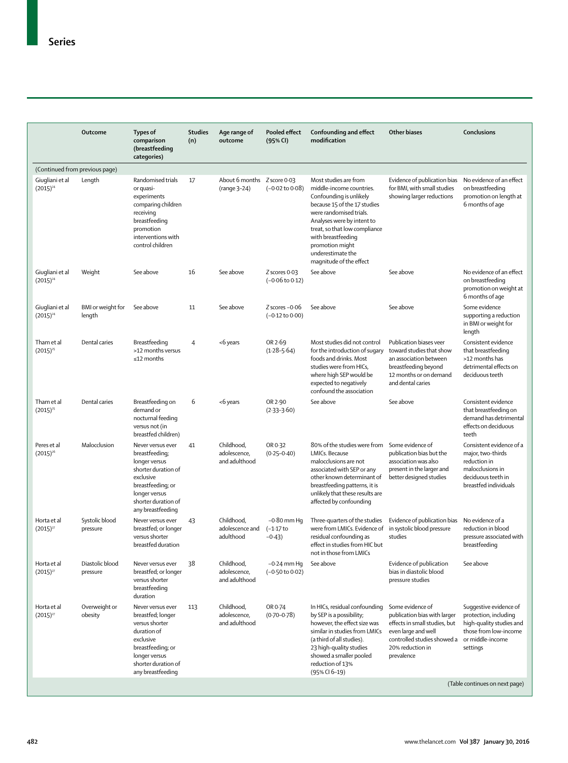| | Outcome | Types of comparison (breastfeeding categories) | Studies (n) | Age range of outcome | Pooled effect (95% CI) | Confounding and effect modification | Other biases | Conclusions |
|---|---|---|---|---|---|---|---|---|
| (Continued from previous page) | | | | | | | | |
| Giugliani et al (2015)[24] | Length | Randomised trials or quasi-experiments comparing children receiving breastfeeding promotion interventions with control children | 17 | About 6 months (range 3–24) | Z score 0·03 (–0·02 to 0·08) | Most studies are from middle-income countries. Confounding is unlikely because 15 of the 17 studies were randomised trials. Analyses were by intent to treat, so that low compliance with breastfeeding promotion might underestimate the magnitude of the effect | Evidence of publication bias for BMI, with small studies showing larger reductions | No evidence of an effect on breastfeeding promotion on length at 6 months of age |
| Giugliani et al (2015)[24] | Weight | See above | 16 | See above | Z scores 0·03 (–0·06 to 0·12) | See above | See above | No evidence of an effect on breastfeeding promotion on weight at 6 months of age |
| Giugliani et al (2015)[24] | BMI or weight for length | See above | 11 | See above | Z scores –0·06 (–0·12 to 0·00) | See above | See above | Some evidence supporting a reduction in BMI or weight for length |
| Tham et al (2015)[25] | Dental caries | Breastfeeding >12 months versus ≤12 months | 4 | <6 years | OR 2·69 (1·28–5·64) | Most studies did not control for the introduction of sugary foods and drinks. Most studies were from HICs, where high SEP would be expected to negatively confound the association | Publication biases veer toward studies that show an association between breastfeeding beyond 12 months or on demand and dental caries | Consistent evidence that breastfeeding >12 months has detrimental effects on deciduous teeth |
| Tham et al (2015)[25] | Dental caries | Breastfeeding on demand or nocturnal feeding versus not (in breastfed children) | 6 | <6 years | OR 2·90 (2·33–3·60) | See above | See above | Consistent evidence that breastfeeding on demand has detrimental effects on deciduous teeth |
| Peres et al (2015)[26] | Malocclusion | Never versus ever breastfeeding; longer versus shorter duration of exclusive breastfeeding; or longer versus shorter duration of any breastfeeding | 41 | Childhood, adolescence, and adulthood | OR 0·32 (0·25–0·40) | 80% of the studies were from LMICs. Because malocclusions are not associated with SEP or any other known determinant of breastfeeding patterns, it is unlikely that these results are affected by confounding | Some evidence of publication bias but the association was also present in the larger and better designed studies | Consistent evidence of a major, two-thirds reduction in malocclusions in deciduous teeth in breastfed individuals |
| Horta et al (2015)[27] | Systolic blood pressure | Never versus ever breastfed; or longer versus shorter breastfed duration | 43 | Childhood, adolescence and adulthood | –0·80 mm Hg (–1·17 to –0·43) | Three-quarters of the studies were from LMICs. Evidence of residual confounding as effect in studies from HIC but not in those from LMICs | Evidence of publication bias in systolic blood pressure studies | No evidence of a reduction in blood pressure associated with breastfeeding |
| Horta et al (2015)[27] | Diastolic blood pressure | Never versus ever breastfed; or longer versus shorter breastfeeding duration | 38 | Childhood, adolescence, and adulthood | –0·24 mm Hg (–0·50 to 0·02) | See above | Evidence of publication bias in diastolic blood pressure studies | See above |
| Horta et al (2015)[27] | Overweight or obesity | Never versus ever breastfed; longer versus shorter duration of exclusive breastfeeding; or longer versus shorter duration of any breastfeeding | 113 | Childhood, adolescence, and adulthood | OR 0·74 (0·70–0·78) | In HICs, residual confounding by SEP is a possibility; however, the effect size was similar in studies from LMICs (a third of all studies). 23 high-quality studies showed a smaller pooled reduction of 13% (95% CI 6–19) | Some evidence of publication bias with larger effects in small studies, but even large and well controlled studies showed a 20% reduction in prevalence | Suggestive evidence of protection, including high-quality studies and those from low-income or middle-income settings |

(Table continues on next page)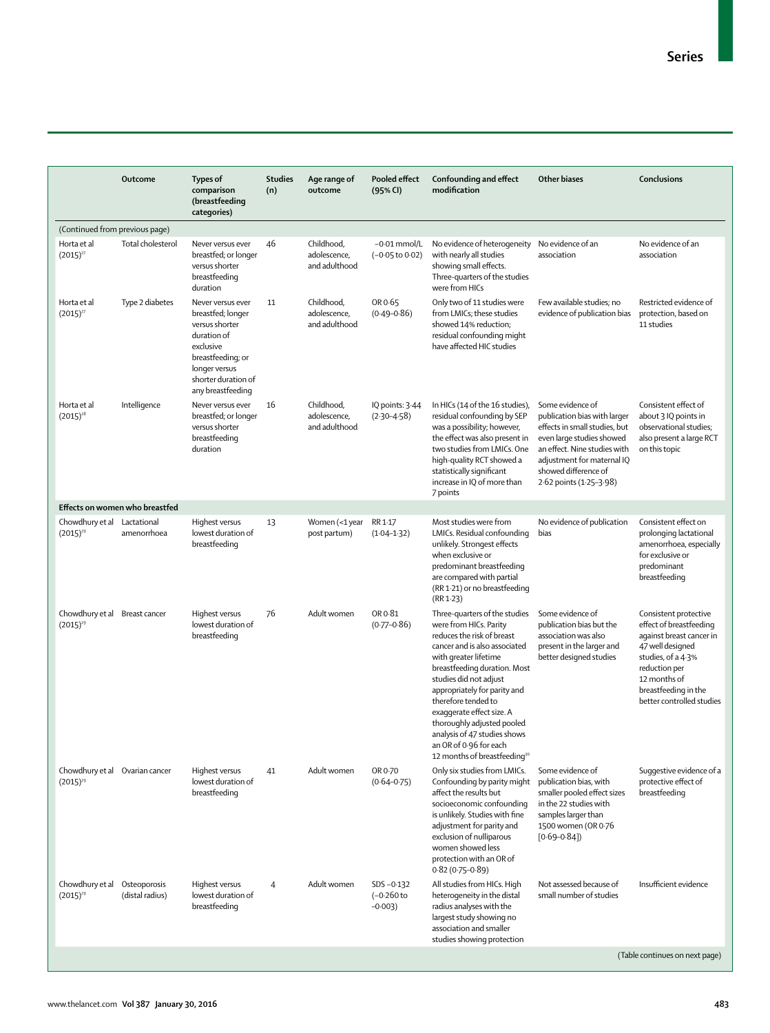| | Outcome | Types of comparison (breastfeeding categories) | Studies (n) | Age range of outcome | Pooled effect (95% CI) | Confounding and effect modification | Other biases | Conclusions |
|---|---|---|---|---|---|---|---|---|
| (Continued from previous page) | | | | | | | | |
| Horta et al (2015)[27] | Total cholesterol | Never versus ever breastfed; or longer versus shorter breastfeeding duration | 46 | Childhood, adolescence, and adulthood | −0·01 mmol/L (−0·05 to 0·02) | No evidence of heterogeneity with nearly all studies showing small effects. Three-quarters of the studies were from HICs | No evidence of an association | No evidence of an association |
| Horta et al (2015)[27] | Type 2 diabetes | Never versus ever breastfed; longer versus shorter duration of exclusive breastfeeding; or longer versus shorter duration of any breastfeeding | 11 | Childhood, adolescence, and adulthood | OR 0·65 (0·49–0·86) | Only two of 11 studies were from LMICs; these studies showed 14% reduction; residual confounding might have affected HIC studies | Few available studies; no evidence of publication bias | Restricted evidence of protection, based on 11 studies |
| Horta et al (2015)[28] | Intelligence | Never versus ever breastfed; or longer versus shorter breastfeeding duration | 16 | Childhood, adolescence, and adulthood | IQ points: 3·44 (2·30–4·58) | In HICs (14 of the 16 studies), residual confounding by SEP was a possibility; however, the effect was also present in two studies from LMICs. One high-quality RCT showed a statistically significant increase in IQ of more than 7 points | Some evidence of publication bias with larger effects in small studies, but even large studies showed an effect. Nine studies with adjustment for maternal IQ showed difference of 2·62 points (1·25–3·98) | Consistent effect of about 3 IQ points in observational studies; also present a large RCT on this topic |
| **Effects on women who breastfed** | | | | | | | | |
| Chowdhury et al (2015)[29] | Lactational amenorrhoea | Highest versus lowest duration of breastfeeding | 13 | Women (<1 year post partum) | RR 1·17 (1·04–1·32) | Most studies were from LMICs. Residual confounding unlikely. Strongest effects when exclusive or predominant breastfeeding are compared with partial (RR 1·21) or no breastfeeding (RR 1·23) | No evidence of publication bias | Consistent effect on prolonging lactational amenorrhoea, especially for exclusive or predominant breastfeeding |
| Chowdhury et al (2015)[29] | Breast cancer | Highest versus lowest duration of breastfeeding | 76 | Adult women | OR 0·81 (0·77–0·86) | Three-quarters of the studies were from HICs. Parity reduces the risk of breast cancer and is also associated with greater lifetime breastfeeding duration. Most studies did not adjust appropriately for parity and therefore tended to exaggerate effect size. A thoroughly adjusted pooled analysis of 47 studies shows an OR of 0·96 for each 12 months of breastfeeding[30] | Some evidence of publication bias but the association was also present in the larger and better designed studies | Consistent protective effect of breastfeeding against breast cancer in 47 well designed studies, of a 4·3% reduction per 12 months of breastfeeding in the better controlled studies |
| Chowdhury et al (2015)[29] | Ovarian cancer | Highest versus lowest duration of breastfeeding | 41 | Adult women | OR 0·70 (0·64–0·75) | Only six studies from LMICs. Confounding by parity might affect the results but socioeconomic confounding is unlikely. Studies with fine adjustment for parity and exclusion of nulliparous women showed less protection with an OR of 0·82 (0·75–0·89) | Some evidence of publication bias, with smaller pooled effect sizes in the 22 studies with samples larger than 1500 women (OR 0·76 [0·69–0·84]) | Suggestive evidence of a protective effect of breastfeeding |
| Chowdhury et al (2015)[29] | Osteoporosis (distal radius) | Highest versus lowest duration of breastfeeding | 4 | Adult women | SDS −0·132 (−0·260 to −0·003) | All studies from HICs. High heterogeneity in the distal radius analyses with the largest study showing no association and smaller studies showing protection | Not assessed because of small number of studies | Insufficient evidence |
| | | | | | | | | (Table continues on next page) |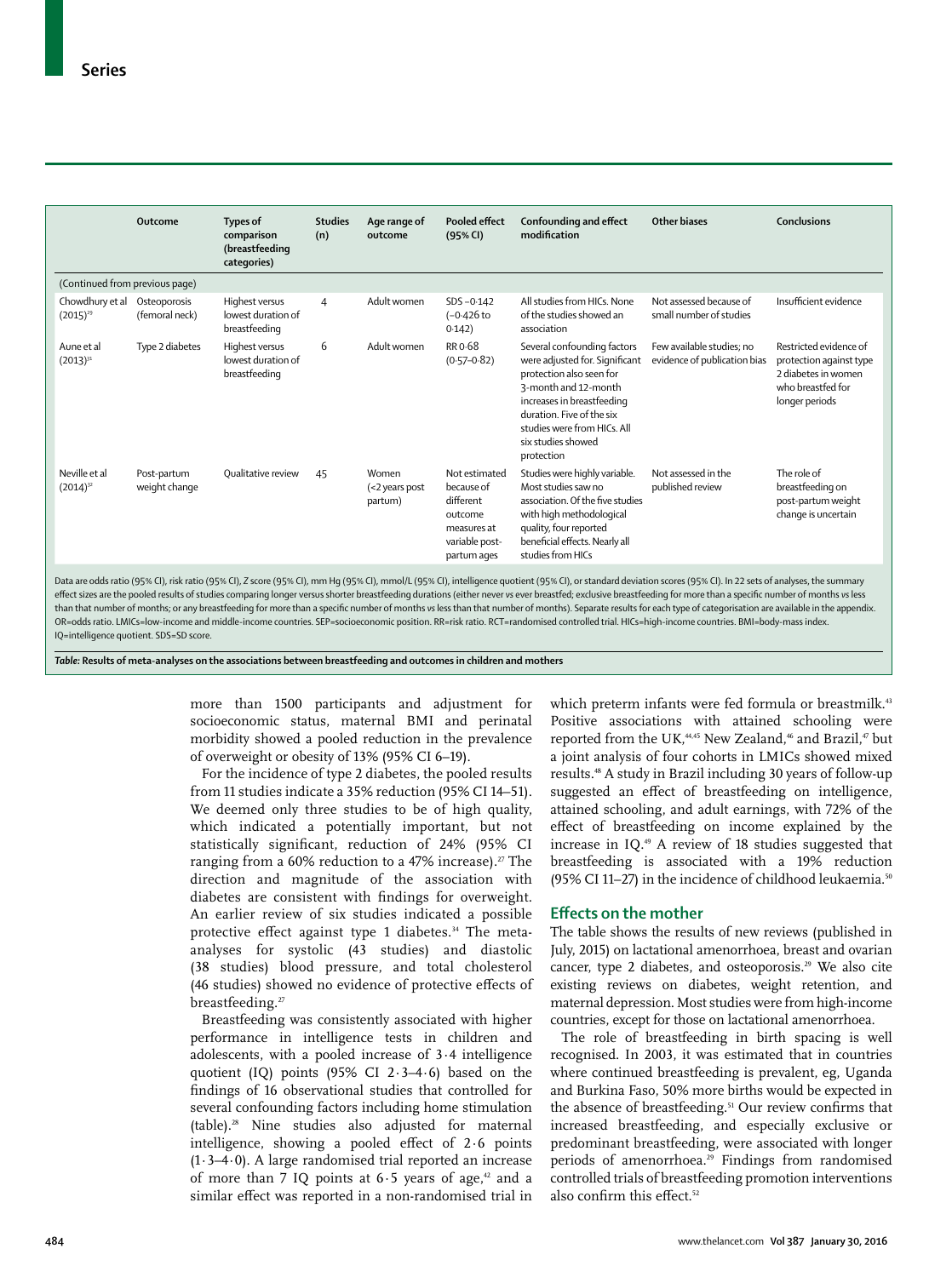| | Outcome | Types of comparison (breastfeeding categories) | Studies (n) | Age range of outcome | Pooled effect (95% CI) | Confounding and effect modification | Other biases | Conclusions |
|---|---|---|---|---|---|---|---|---|
| (Continued from previous page) | | | | | | | | |
| Chowdhury et al (2015)[29] | Osteoporosis (femoral neck) | Highest versus lowest duration of breastfeeding | 4 | Adult women | SDS −0·142 (−0·426 to 0·142) | All studies from HICs. None of the studies showed an association | Not assessed because of small number of studies | Insufficient evidence |
| Aune et al (2013)[31] | Type 2 diabetes | Highest versus lowest duration of breastfeeding | 6 | Adult women | RR 0·68 (0·57–0·82) | Several confounding factors were adjusted for. Significant protection also seen for 3-month and 12-month increases in breastfeeding duration. Five of the six studies were from HICs. All six studies showed protection | Few available studies; no evidence of publication bias | Restricted evidence of protection against type 2 diabetes in women who breastfed for longer periods |
| Neville et al (2014)[32] | Post-partum weight change | Qualitative review | 45 | Women (<2 years post partum) | Not estimated because of different outcome measures at variable post-partum ages | Studies were highly variable. Most studies saw no association. Of the five studies with high methodological quality, four reported beneficial effects. Nearly all studies from HICs | Not assessed in the published review | The role of breastfeeding on post-partum weight change is uncertain |

Data are odds ratio (95% CI), risk ratio (95% CI), Z score (95% CI), mm Hg (95% CI), mmol/L (95% CI), intelligence quotient (95% CI), or standard deviation scores (95% CI). In 22 sets of analyses, the summary effect sizes are the pooled results of studies comparing longer versus shorter breastfeeding durations (either never vs ever breastfed; exclusive breastfeeding for more than a specific number of months vs less than that number of months; or any breastfeeding for more than a specific number of months vs less than that number of months). Separate results for each type of categorisation are available in the appendix. OR=odds ratio. LMICs=low-income and middle-income countries. SEP=socioeconomic position. RR=risk ratio. RCT=randomised controlled trial. HICs=high-income countries. BMI=body-mass index. IQ=intelligence quotient. SDS=SD score.

***Table:*** **Results of meta-analyses on the associations between breastfeeding and outcomes in children and mothers**

more than 1500 participants and adjustment for socioeconomic status, maternal BMI and perinatal morbidity showed a pooled reduction in the prevalence of overweight or obesity of 13% (95% CI 6–19).

For the incidence of type 2 diabetes, the pooled results from 11 studies indicate a 35% reduction (95% CI 14–51). We deemed only three studies to be of high quality, which indicated a potentially important, but not statistically significant, reduction of 24% (95% CI ranging from a 60% reduction to a 47% increase).[27] The direction and magnitude of the association with diabetes are consistent with findings for overweight. An earlier review of six studies indicated a possible protective effect against type 1 diabetes.[34] The meta-analyses for systolic (43 studies) and diastolic (38 studies) blood pressure, and total cholesterol (46 studies) showed no evidence of protective effects of breastfeeding.[27]

Breastfeeding was consistently associated with higher performance in intelligence tests in children and adolescents, with a pooled increase of 3·4 intelligence quotient (IQ) points (95% CI 2·3–4·6) based on the findings of 16 observational studies that controlled for several confounding factors including home stimulation (table).[28] Nine studies also adjusted for maternal intelligence, showing a pooled effect of 2·6 points (1·3–4·0). A large randomised trial reported an increase of more than 7 IQ points at 6·5 years of age,[42] and a similar effect was reported in a non-randomised trial in which preterm infants were fed formula or breastmilk.[43] Positive associations with attained schooling were reported from the UK,[44,45] New Zealand,[46] and Brazil,[47] but a joint analysis of four cohorts in LMICs showed mixed results.[48] A study in Brazil including 30 years of follow-up suggested an effect of breastfeeding on intelligence, attained schooling, and adult earnings, with 72% of the effect of breastfeeding on income explained by the increase in IQ.[49] A review of 18 studies suggested that breastfeeding is associated with a 19% reduction (95% CI 11–27) in the incidence of childhood leukaemia.[50]

## Effects on the mother

The table shows the results of new reviews (published in July, 2015) on lactational amenorrhoea, breast and ovarian cancer, type 2 diabetes, and osteoporosis.[29] We also cite existing reviews on diabetes, weight retention, and maternal depression. Most studies were from high-income countries, except for those on lactational amenorrhoea.

The role of breastfeeding in birth spacing is well recognised. In 2003, it was estimated that in countries where continued breastfeeding is prevalent, eg, Uganda and Burkina Faso, 50% more births would be expected in the absence of breastfeeding.[51] Our review confirms that increased breastfeeding, and especially exclusive or predominant breastfeeding, were associated with longer periods of amenorrhoea.[29] Findings from randomised controlled trials of breastfeeding promotion interventions also confirm this effect.[52]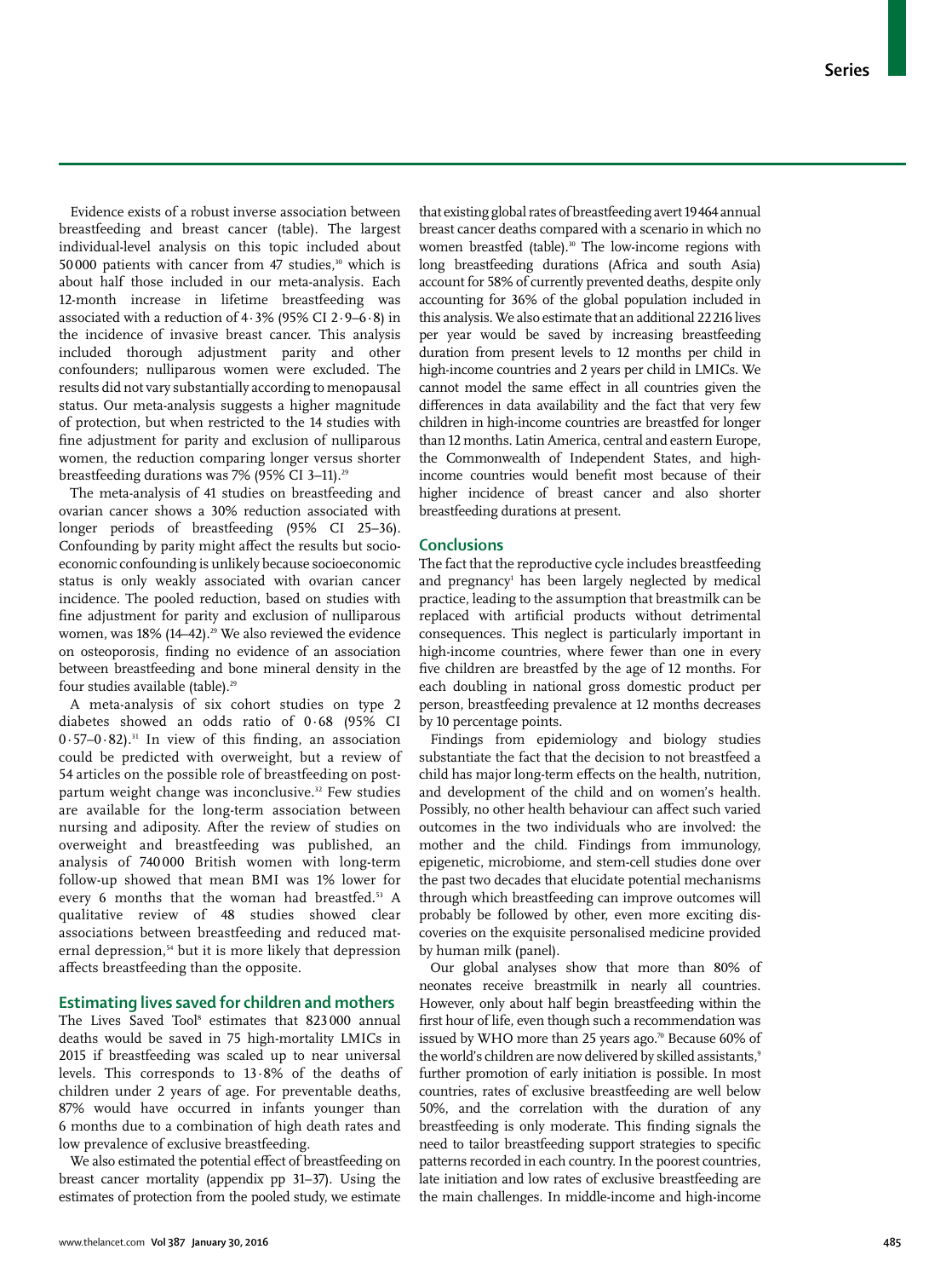Evidence exists of a robust inverse association between breastfeeding and breast cancer (table). The largest individual-level analysis on this topic included about 50 000 patients with cancer from 47 studies,[30] which is about half those included in our meta-analysis. Each 12-month increase in lifetime breastfeeding was associated with a reduction of 4·3% (95% CI 2·9–6·8) in the incidence of invasive breast cancer. This analysis included thorough adjustment parity and other confounders; nulliparous women were excluded. The results did not vary substantially according to menopausal status. Our meta-analysis suggests a higher magnitude of protection, but when restricted to the 14 studies with fine adjustment for parity and exclusion of nulliparous women, the reduction comparing longer versus shorter breastfeeding durations was 7% (95% CI 3–11).[29]

The meta-analysis of 41 studies on breastfeeding and ovarian cancer shows a 30% reduction associated with longer periods of breastfeeding (95% CI 25–36). Confounding by parity might affect the results but socioeconomic confounding is unlikely because socioeconomic status is only weakly associated with ovarian cancer incidence. The pooled reduction, based on studies with fine adjustment for parity and exclusion of nulliparous women, was 18% (14–42).[29] We also reviewed the evidence on osteoporosis, finding no evidence of an association between breastfeeding and bone mineral density in the four studies available (table).[29]

A meta-analysis of six cohort studies on type 2 diabetes showed an odds ratio of 0·68 (95% CI 0·57–0·82).[31] In view of this finding, an association could be predicted with overweight, but a review of 54 articles on the possible role of breastfeeding on postpartum weight change was inconclusive.[32] Few studies are available for the long-term association between nursing and adiposity. After the review of studies on overweight and breastfeeding was published, an analysis of 740 000 British women with long-term follow-up showed that mean BMI was 1% lower for every 6 months that the woman had breastfed.[53] A qualitative review of 48 studies showed clear associations between breastfeeding and reduced maternal depression,[54] but it is more likely that depression affects breastfeeding than the opposite.

## Estimating lives saved for children and mothers

The Lives Saved Tool[8] estimates that 823 000 annual deaths would be saved in 75 high-mortality LMICs in 2015 if breastfeeding was scaled up to near universal levels. This corresponds to 13·8% of the deaths of children under 2 years of age. For preventable deaths, 87% would have occurred in infants younger than 6 months due to a combination of high death rates and low prevalence of exclusive breastfeeding.

We also estimated the potential effect of breastfeeding on breast cancer mortality (appendix pp 31–37). Using the estimates of protection from the pooled study, we estimate that existing global rates of breastfeeding avert 19 464 annual breast cancer deaths compared with a scenario in which no women breastfed (table).[30] The low-income regions with long breastfeeding durations (Africa and south Asia) account for 58% of currently prevented deaths, despite only accounting for 36% of the global population included in this analysis. We also estimate that an additional 22 216 lives per year would be saved by increasing breastfeeding duration from present levels to 12 months per child in high-income countries and 2 years per child in LMICs. We cannot model the same effect in all countries given the differences in data availability and the fact that very few children in high-income countries are breastfed for longer than 12 months. Latin America, central and eastern Europe, the Commonwealth of Independent States, and high-income countries would benefit most because of their higher incidence of breast cancer and also shorter breastfeeding durations at present.

## Conclusions

The fact that the reproductive cycle includes breastfeeding and pregnancy[1] has been largely neglected by medical practice, leading to the assumption that breastmilk can be replaced with artificial products without detrimental consequences. This neglect is particularly important in high-income countries, where fewer than one in every five children are breastfed by the age of 12 months. For each doubling in national gross domestic product per person, breastfeeding prevalence at 12 months decreases by 10 percentage points.

Findings from epidemiology and biology studies substantiate the fact that the decision to not breastfeed a child has major long-term effects on the health, nutrition, and development of the child and on women's health. Possibly, no other health behaviour can affect such varied outcomes in the two individuals who are involved: the mother and the child. Findings from immunology, epigenetic, microbiome, and stem-cell studies done over the past two decades that elucidate potential mechanisms through which breastfeeding can improve outcomes will probably be followed by other, even more exciting discoveries on the exquisite personalised medicine provided by human milk (panel).

Our global analyses show that more than 80% of neonates receive breastmilk in nearly all countries. However, only about half begin breastfeeding within the first hour of life, even though such a recommendation was issued by WHO more than 25 years ago.[70] Because 60% of the world's children are now delivered by skilled assistants,[9] further promotion of early initiation is possible. In most countries, rates of exclusive breastfeeding are well below 50%, and the correlation with the duration of any breastfeeding is only moderate. This finding signals the need to tailor breastfeeding support strategies to specific patterns recorded in each country. In the poorest countries, late initiation and low rates of exclusive breastfeeding are the main challenges. In middle-income and high-income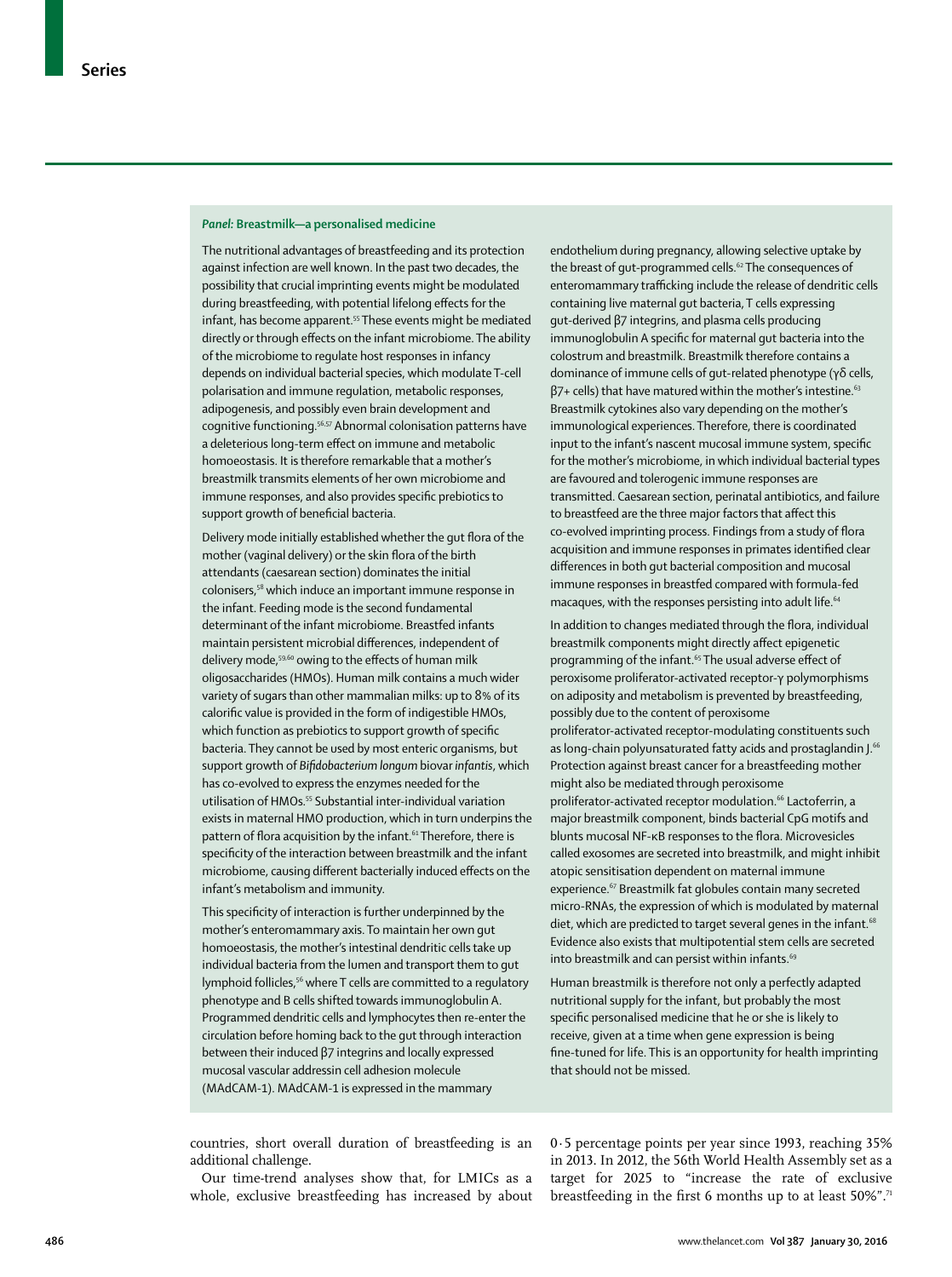### *Panel:* Breastmilk—a personalised medicine

The nutritional advantages of breastfeeding and its protection against infection are well known. In the past two decades, the possibility that crucial imprinting events might be modulated during breastfeeding, with potential lifelong effects for the infant, has become apparent.[55] These events might be mediated directly or through effects on the infant microbiome. The ability of the microbiome to regulate host responses in infancy depends on individual bacterial species, which modulate T-cell polarisation and immune regulation, metabolic responses, adipogenesis, and possibly even brain development and cognitive functioning.[56,57] Abnormal colonisation patterns have a deleterious long-term effect on immune and metabolic homoeostasis. It is therefore remarkable that a mother's breastmilk transmits elements of her own microbiome and immune responses, and also provides specific prebiotics to support growth of beneficial bacteria.

Delivery mode initially established whether the gut flora of the mother (vaginal delivery) or the skin flora of the birth attendants (caesarean section) dominates the initial colonisers,[58] which induce an important immune response in the infant. Feeding mode is the second fundamental determinant of the infant microbiome. Breastfed infants maintain persistent microbial differences, independent of delivery mode,[59,60] owing to the effects of human milk oligosaccharides (HMOs). Human milk contains a much wider variety of sugars than other mammalian milks: up to 8% of its calorific value is provided in the form of indigestible HMOs, which function as prebiotics to support growth of specific bacteria. They cannot be used by most enteric organisms, but support growth of *Bifidobacterium longum* biovar *infantis*, which has co-evolved to express the enzymes needed for the utilisation of HMOs.[55] Substantial inter-individual variation exists in maternal HMO production, which in turn underpins the pattern of flora acquisition by the infant.[61] Therefore, there is specificity of the interaction between breastmilk and the infant microbiome, causing different bacterially induced effects on the infant's metabolism and immunity.

This specificity of interaction is further underpinned by the mother's enteromammary axis. To maintain her own gut homoeostasis, the mother's intestinal dendritic cells take up individual bacteria from the lumen and transport them to gut lymphoid follicles,[56] where T cells are committed to a regulatory phenotype and B cells shifted towards immunoglobulin A. Programmed dendritic cells and lymphocytes then re-enter the circulation before homing back to the gut through interaction between their induced β7 integrins and locally expressed mucosal vascular addressin cell adhesion molecule (MAdCAM-1). MAdCAM-1 is expressed in the mammary endothelium during pregnancy, allowing selective uptake by the breast of gut-programmed cells.[62] The consequences of enteromammary trafficking include the release of dendritic cells containing live maternal gut bacteria, T cells expressing gut-derived β7 integrins, and plasma cells producing immunoglobulin A specific for maternal gut bacteria into the colostrum and breastmilk. Breastmilk therefore contains a dominance of immune cells of gut-related phenotype (γδ cells, β7+ cells) that have matured within the mother's intestine.[63] Breastmilk cytokines also vary depending on the mother's immunological experiences. Therefore, there is coordinated input to the infant's nascent mucosal immune system, specific for the mother's microbiome, in which individual bacterial types are favoured and tolerogenic immune responses are transmitted. Caesarean section, perinatal antibiotics, and failure to breastfeed are the three major factors that affect this co-evolved imprinting process. Findings from a study of flora acquisition and immune responses in primates identified clear differences in both gut bacterial composition and mucosal immune responses in breastfed compared with formula-fed macaques, with the responses persisting into adult life.[64]

In addition to changes mediated through the flora, individual breastmilk components might directly affect epigenetic programming of the infant.[65] The usual adverse effect of peroxisome proliferator-activated receptor-γ polymorphisms on adiposity and metabolism is prevented by breastfeeding, possibly due to the content of peroxisome proliferator-activated receptor-modulating constituents such as long-chain polyunsaturated fatty acids and prostaglandin J.[66] Protection against breast cancer for a breastfeeding mother might also be mediated through peroxisome proliferator-activated receptor modulation.[66] Lactoferrin, a major breastmilk component, binds bacterial CpG motifs and blunts mucosal NF-κB responses to the flora. Microvesicles called exosomes are secreted into breastmilk, and might inhibit atopic sensitisation dependent on maternal immune experience.[67] Breastmilk fat globules contain many secreted micro-RNAs, the expression of which is modulated by maternal diet, which are predicted to target several genes in the infant.[68] Evidence also exists that multipotential stem cells are secreted into breastmilk and can persist within infants.[69]

Human breastmilk is therefore not only a perfectly adapted nutritional supply for the infant, but probably the most specific personalised medicine that he or she is likely to receive, given at a time when gene expression is being fine-tuned for life. This is an opportunity for health imprinting that should not be missed.

countries, short overall duration of breastfeeding is an additional challenge.

Our time-trend analyses show that, for LMICs as a whole, exclusive breastfeeding has increased by about 0·5 percentage points per year since 1993, reaching 35% in 2013. In 2012, the 56th World Health Assembly set as a target for 2025 to "increase the rate of exclusive breastfeeding in the first 6 months up to at least 50%".[71]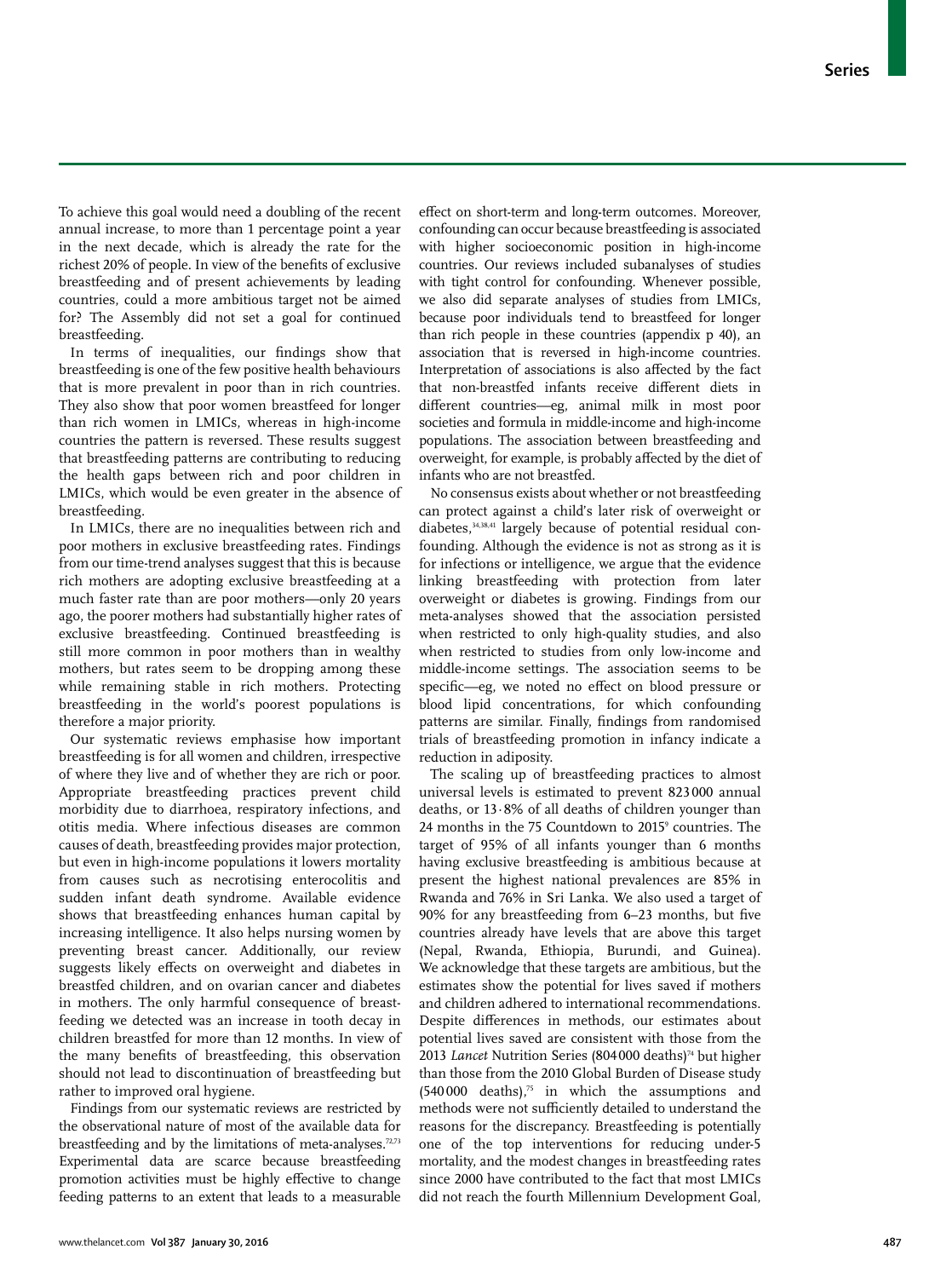To achieve this goal would need a doubling of the recent annual increase, to more than 1 percentage point a year in the next decade, which is already the rate for the richest 20% of people. In view of the benefits of exclusive breastfeeding and of present achievements by leading countries, could a more ambitious target not be aimed for? The Assembly did not set a goal for continued breastfeeding.

In terms of inequalities, our findings show that breastfeeding is one of the few positive health behaviours that is more prevalent in poor than in rich countries. They also show that poor women breastfeed for longer than rich women in LMICs, whereas in high-income countries the pattern is reversed. These results suggest that breastfeeding patterns are contributing to reducing the health gaps between rich and poor children in LMICs, which would be even greater in the absence of breastfeeding.

In LMICs, there are no inequalities between rich and poor mothers in exclusive breastfeeding rates. Findings from our time-trend analyses suggest that this is because rich mothers are adopting exclusive breastfeeding at a much faster rate than are poor mothers—only 20 years ago, the poorer mothers had substantially higher rates of exclusive breastfeeding. Continued breastfeeding is still more common in poor mothers than in wealthy mothers, but rates seem to be dropping among these while remaining stable in rich mothers. Protecting breastfeeding in the world's poorest populations is therefore a major priority.

Our systematic reviews emphasise how important breastfeeding is for all women and children, irrespective of where they live and of whether they are rich or poor. Appropriate breastfeeding practices prevent child morbidity due to diarrhoea, respiratory infections, and otitis media. Where infectious diseases are common causes of death, breastfeeding provides major protection, but even in high-income populations it lowers mortality from causes such as necrotising enterocolitis and sudden infant death syndrome. Available evidence shows that breastfeeding enhances human capital by increasing intelligence. It also helps nursing women by preventing breast cancer. Additionally, our review suggests likely effects on overweight and diabetes in breastfed children, and on ovarian cancer and diabetes in mothers. The only harmful consequence of breastfeeding we detected was an increase in tooth decay in children breastfed for more than 12 months. In view of the many benefits of breastfeeding, this observation should not lead to discontinuation of breastfeeding but rather to improved oral hygiene.

Findings from our systematic reviews are restricted by the observational nature of most of the available data for breastfeeding and by the limitations of meta-analyses.[72,73] Experimental data are scarce because breastfeeding promotion activities must be highly effective to change feeding patterns to an extent that leads to a measurable effect on short-term and long-term outcomes. Moreover, confounding can occur because breastfeeding is associated with higher socioeconomic position in high-income countries. Our reviews included subanalyses of studies with tight control for confounding. Whenever possible, we also did separate analyses of studies from LMICs, because poor individuals tend to breastfeed for longer than rich people in these countries (appendix p 40), an association that is reversed in high-income countries. Interpretation of associations is also affected by the fact that non-breastfed infants receive different diets in different countries—eg, animal milk in most poor societies and formula in middle-income and high-income populations. The association between breastfeeding and overweight, for example, is probably affected by the diet of infants who are not breastfed.

No consensus exists about whether or not breastfeeding can protect against a child's later risk of overweight or diabetes,[34,38,41] largely because of potential residual confounding. Although the evidence is not as strong as it is for infections or intelligence, we argue that the evidence linking breastfeeding with protection from later overweight or diabetes is growing. Findings from our meta-analyses showed that the association persisted when restricted to only high-quality studies, and also when restricted to studies from only low-income and middle-income settings. The association seems to be specific—eg, we noted no effect on blood pressure or blood lipid concentrations, for which confounding patterns are similar. Finally, findings from randomised trials of breastfeeding promotion in infancy indicate a reduction in adiposity.

The scaling up of breastfeeding practices to almost universal levels is estimated to prevent 823 000 annual deaths, or 13·8% of all deaths of children younger than 24 months in the 75 Countdown to 2015[9] countries. The target of 95% of all infants younger than 6 months having exclusive breastfeeding is ambitious because at present the highest national prevalences are 85% in Rwanda and 76% in Sri Lanka. We also used a target of 90% for any breastfeeding from 6–23 months, but five countries already have levels that are above this target (Nepal, Rwanda, Ethiopia, Burundi, and Guinea). We acknowledge that these targets are ambitious, but the estimates show the potential for lives saved if mothers and children adhered to international recommendations. Despite differences in methods, our estimates about potential lives saved are consistent with those from the 2013 *Lancet* Nutrition Series (804 000 deaths)[74] but higher than those from the 2010 Global Burden of Disease study (540 000 deaths),[75] in which the assumptions and methods were not sufficiently detailed to understand the reasons for the discrepancy. Breastfeeding is potentially one of the top interventions for reducing under-5 mortality, and the modest changes in breastfeeding rates since 2000 have contributed to the fact that most LMICs did not reach the fourth Millennium Development Goal,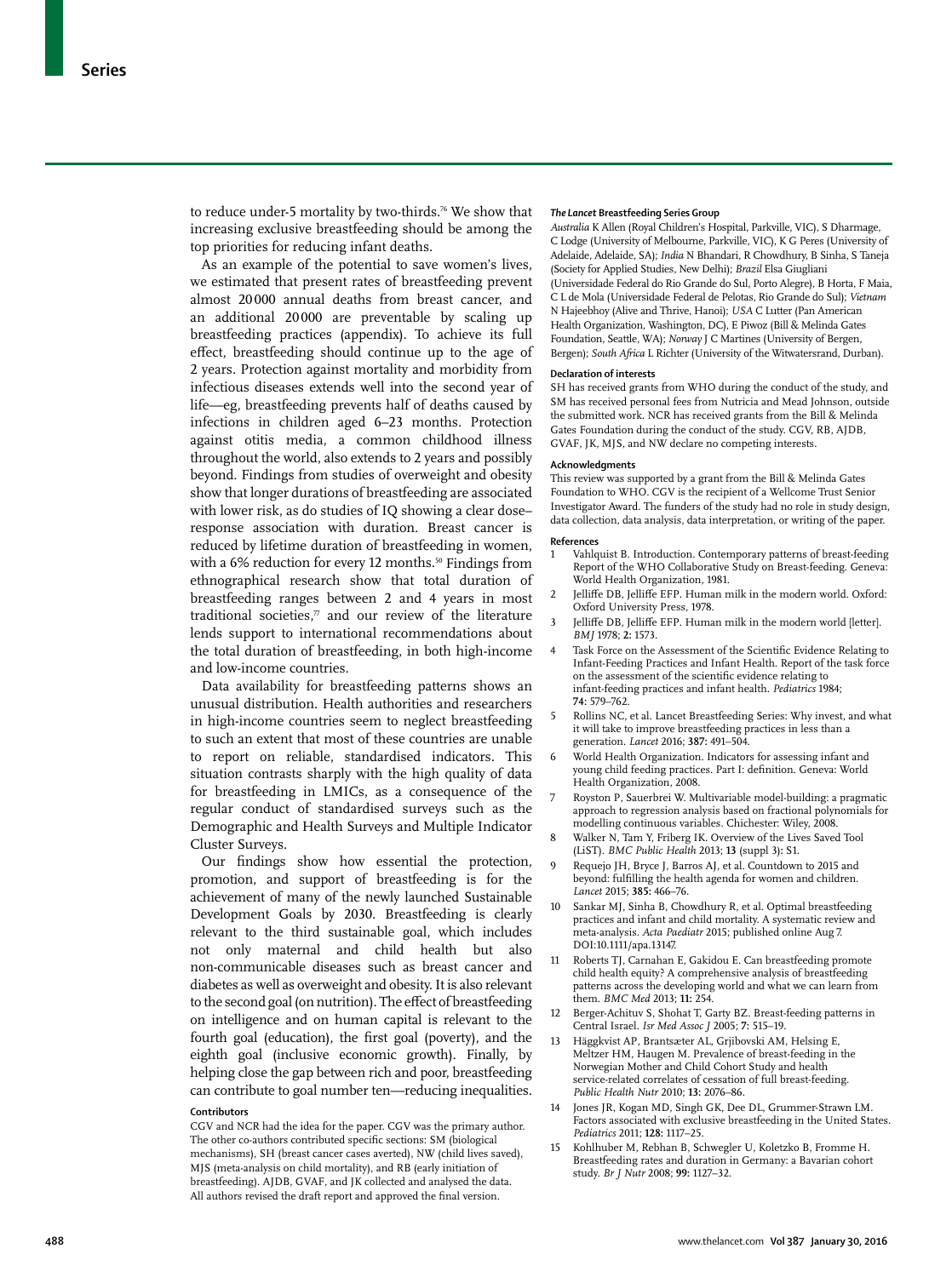to reduce under-5 mortality by two-thirds.[76] We show that increasing exclusive breastfeeding should be among the top priorities for reducing infant deaths.

As an example of the potential to save women's lives, we estimated that present rates of breastfeeding prevent almost 20 000 annual deaths from breast cancer, and an additional 20 000 are preventable by scaling up breastfeeding practices (appendix). To achieve its full effect, breastfeeding should continue up to the age of 2 years. Protection against mortality and morbidity from infectious diseases extends well into the second year of life—eg, breastfeeding prevents half of deaths caused by infections in children aged 6–23 months. Protection against otitis media, a common childhood illness throughout the world, also extends to 2 years and possibly beyond. Findings from studies of overweight and obesity show that longer durations of breastfeeding are associated with lower risk, as do studies of IQ showing a clear dose–response association with duration. Breast cancer is reduced by lifetime duration of breastfeeding in women, with a 6% reduction for every 12 months.[50] Findings from ethnographical research show that total duration of breastfeeding ranges between 2 and 4 years in most traditional societies,[77] and our review of the literature lends support to international recommendations about the total duration of breastfeeding, in both high-income and low-income countries.

Data availability for breastfeeding patterns shows an unusual distribution. Health authorities and researchers in high-income countries seem to neglect breastfeeding to such an extent that most of these countries are unable to report on reliable, standardised indicators. This situation contrasts sharply with the high quality of data for breastfeeding in LMICs, as a consequence of the regular conduct of standardised surveys such as the Demographic and Health Surveys and Multiple Indicator Cluster Surveys.

Our findings show how essential the protection, promotion, and support of breastfeeding is for the achievement of many of the newly launched Sustainable Development Goals by 2030. Breastfeeding is clearly relevant to the third sustainable goal, which includes not only maternal and child health but also non-communicable diseases such as breast cancer and diabetes as well as overweight and obesity. It is also relevant to the second goal (on nutrition). The effect of breastfeeding on intelligence and on human capital is relevant to the fourth goal (education), the first goal (poverty), and the eighth goal (inclusive economic growth). Finally, by helping close the gap between rich and poor, breastfeeding can contribute to goal number ten—reducing inequalities.

#### Contributors

CGV and NCR had the idea for the paper. CGV was the primary author. The other co-authors contributed specific sections: SM (biological mechanisms), SH (breast cancer cases averted), NW (child lives saved), MJS (meta-analysis on child mortality), and RB (early initiation of breastfeeding). AJDB, GVAF, and JK collected and analysed the data. All authors revised the draft report and approved the final version.

#### *The Lancet* Breastfeeding Series Group

*Australia* K Allen (Royal Children's Hospital, Parkville, VIC), S Dharmage, C Lodge (University of Melbourne, Parkville, VIC), K G Peres (University of Adelaide, Adelaide, SA); *India* N Bhandari, R Chowdhury, B Sinha, S Taneja (Society for Applied Studies, New Delhi); *Brazil* Elsa Giugliani (Universidade Federal do Rio Grande do Sul, Porto Alegre), B Horta, F Maia, C L de Mola (Universidade Federal de Pelotas, Rio Grande do Sul); *Vietnam* N Hajeebhoy (Alive and Thrive, Hanoi); *USA* C Lutter (Pan American Health Organization, Washington, DC), E Piwoz (Bill & Melinda Gates Foundation, Seattle, WA); *Norway* J C Martines (University of Bergen, Bergen); *South Africa* L Richter (University of the Witwatersrand, Durban).

#### Declaration of interests

SH has received grants from WHO during the conduct of the study, and SM has received personal fees from Nutricia and Mead Johnson, outside the submitted work. NCR has received grants from the Bill & Melinda Gates Foundation during the conduct of the study. CGV, RB, AJDB, GVAF, JK, MJS, and NW declare no competing interests.

#### Acknowledgments

This review was supported by a grant from the Bill & Melinda Gates Foundation to WHO. CGV is the recipient of a Wellcome Trust Senior Investigator Award. The funders of the study had no role in study design, data collection, data analysis, data interpretation, or writing of the paper.

#### References

1. Vahlquist B. Introduction. Contemporary patterns of breast-feeding Report of the WHO Collaborative Study on Breast-feeding. Geneva: World Health Organization, 1981.
2. Jelliffe DB, Jelliffe EFP. Human milk in the modern world. Oxford: Oxford University Press, 1978.
3. Jelliffe DB, Jelliffe EFP. Human milk in the modern world [letter]. *BMJ* 1978; **2:** 1573.
4. Task Force on the Assessment of the Scientific Evidence Relating to Infant-Feeding Practices and Infant Health. Report of the task force on the assessment of the scientific evidence relating to infant-feeding practices and infant health. *Pediatrics* 1984; **74:** 579–762.
5. Rollins NC, et al. Lancet Breastfeeding Series: Why invest, and what it will take to improve breastfeeding practices in less than a generation. *Lancet* 2016; **387:** 491–504.
6. World Health Organization. Indicators for assessing infant and young child feeding practices. Part I: definition. Geneva: World Health Organization, 2008.
7. Royston P, Sauerbrei W. Multivariable model-building: a pragmatic approach to regression analysis based on fractional polynomials for modelling continuous variables. Chichester: Wiley, 2008.
8. Walker N, Tam Y, Friberg IK. Overview of the Lives Saved Tool (LiST). *BMC Public Health* 2013; **13** (suppl 3)**:** S1.
9. Requejo JH, Bryce J, Barros AJ, et al. Countdown to 2015 and beyond: fulfilling the health agenda for women and children. *Lancet* 2015; **385:** 466–76.
10. Sankar MJ, Sinha B, Chowdhury R, et al. Optimal breastfeeding practices and infant and child mortality. A systematic review and meta-analysis. *Acta Paediatr* 2015; published online Aug 7. DOI:10.1111/apa.13147.
11. Roberts TJ, Carnahan E, Gakidou E. Can breastfeeding promote child health equity? A comprehensive analysis of breastfeeding patterns across the developing world and what we can learn from them. *BMC Med* 2013; **11:** 254.
12. Berger-Achituv S, Shohat T, Garty BZ. Breast-feeding patterns in Central Israel. *Isr Med Assoc J* 2005; **7:** 515–19.
13. Häggkvist AP, Brantsæter AL, Grjibovski AM, Helsing E, Meltzer HM, Haugen M. Prevalence of breast-feeding in the Norwegian Mother and Child Cohort Study and health service-related correlates of cessation of full breast-feeding. *Public Health Nutr* 2010; **13:** 2076–86.
14. Jones JR, Kogan MD, Singh GK, Dee DL, Grummer-Strawn LM. Factors associated with exclusive breastfeeding in the United States. *Pediatrics* 2011; **128:** 1117–25.
15. Kohlhuber M, Rebhan B, Schwegler U, Koletzko B, Fromme H. Breastfeeding rates and duration in Germany: a Bavarian cohort study. *Br J Nutr* 2008; **99:** 1127–32.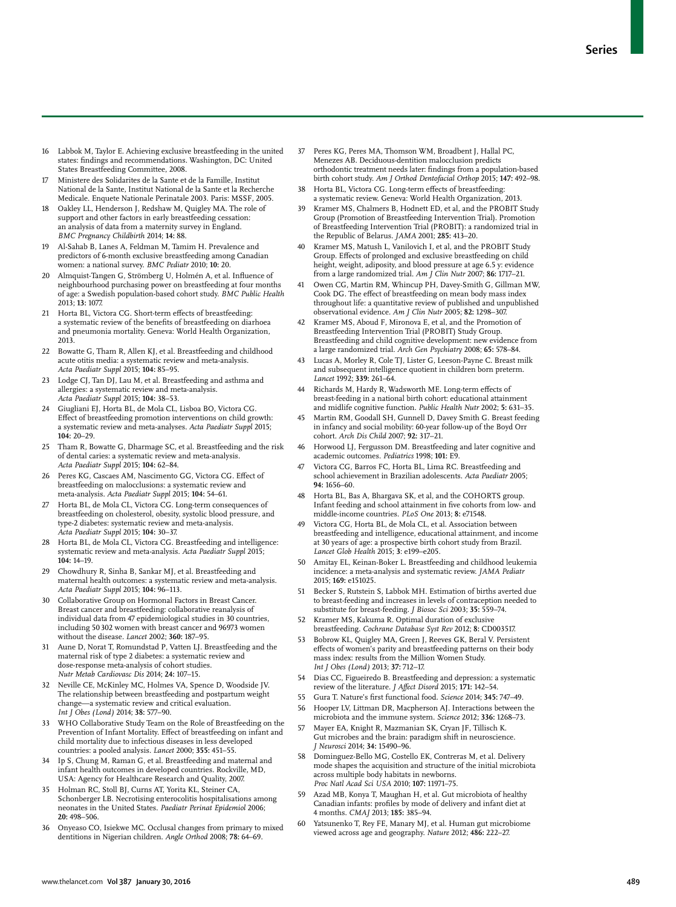16 Labbok M, Taylor E. Achieving exclusive breastfeeding in the united states: findings and recommendations. Washington, DC: United States Breastfeeding Committee, 2008.

17 Ministere des Solidarites de la Sante et de la Famille, Institut National de la Sante, Institut National de la Sante et la Recherche Medicale. Enquete Nationale Perinatale 2003. Paris: MSSF, 2005.

18 Oakley LL, Henderson J, Redshaw M, Quigley MA. The role of support and other factors in early breastfeeding cessation: an analysis of data from a maternity survey in England. *BMC Pregnancy Childbirth* 2014; **14:** 88.

19 Al-Sahab B, Lanes A, Feldman M, Tamim H. Prevalence and predictors of 6-month exclusive breastfeeding among Canadian women: a national survey. *BMC Pediatr* 2010; **10:** 20.

20 Almquist-Tangen G, Strömberg U, Holmén A, et al. Influence of neighbourhood purchasing power on breastfeeding at four months of age: a Swedish population-based cohort study. *BMC Public Health* 2013; **13:** 1077.

21 Horta BL, Victora CG. Short-term effects of breastfeeding: a systematic review of the benefits of breastfeeding on diarhoea and pneumonia mortality. Geneva: World Health Organization, 2013.

22 Bowatte G, Tham R, Allen KJ, et al. Breastfeeding and childhood acute otitis media: a systematic review and meta-analysis. *Acta Paediatr Suppl* 2015; **104:** 85–95.

23 Lodge CJ, Tan DJ, Lau M, et al. Breastfeeding and asthma and allergies: a systematic review and meta-analysis. *Acta Paediatr Suppl* 2015; **104:** 38–53.

24 Giugliani EJ, Horta BL, de Mola CL, Lisboa BO, Victora CG. Effect of breastfeeding promotion interventions on child growth: a systematic review and meta-analyses. *Acta Paediatr Suppl* 2015; **104:** 20–29.

25 Tham R, Bowatte G, Dharmage SC, et al. Breastfeeding and the risk of dental caries: a systematic review and meta-analysis. *Acta Paediatr Suppl* 2015; **104:** 62–84.

26 Peres KG, Cascaes AM, Nascimento GG, Victora CG. Effect of breastfeeding on malocclusions: a systematic review and meta-analysis. *Acta Paediatr Suppl* 2015; **104:** 54–61.

27 Horta BL, de Mola CL, Victora CG. Long-term consequences of breastfeeding on cholesterol, obesity, systolic blood pressure, and type-2 diabetes: systematic review and meta-analysis. *Acta Paediatr Suppl* 2015; **104:** 30–37.

28 Horta BL, de Mola CL, Victora CG. Breastfeeding and intelligence: systematic review and meta-analysis. *Acta Paediatr Suppl* 2015; **104:** 14–19.

29 Chowdhury R, Sinha B, Sankar MJ, et al. Breastfeeding and maternal health outcomes: a systematic review and meta-analysis. *Acta Paediatr Suppl* 2015; **104:** 96–113.

30 Collaborative Group on Hormonal Factors in Breast Cancer. Breast cancer and breastfeeding: collaborative reanalysis of individual data from 47 epidemiological studies in 30 countries, including 50 302 women with breast cancer and 96973 women without the disease. *Lancet* 2002; **360:** 187–95.

31 Aune D, Norat T, Romundstad P, Vatten LJ. Breastfeeding and the maternal risk of type 2 diabetes: a systematic review and dose-response meta-analysis of cohort studies. *Nutr Metab Cardiovasc Dis* 2014; **24:** 107–15.

32 Neville CE, McKinley MC, Holmes VA, Spence D, Woodside JV. The relationship between breastfeeding and postpartum weight change—a systematic review and critical evaluation. *Int J Obes (Lond)* 2014; **38:** 577–90.

33 WHO Collaborative Study Team on the Role of Breastfeeding on the Prevention of Infant Mortality. Effect of breastfeeding on infant and child mortality due to infectious diseases in less developed countries: a pooled analysis. *Lancet* 2000; **355:** 451–55.

34 Ip S, Chung M, Raman G, et al. Breastfeeding and maternal and infant health outcomes in developed countries. Rockville, MD, USA: Agency for Healthcare Research and Quality, 2007.

35 Holman RC, Stoll BJ, Curns AT, Yorita KL, Steiner CA, Schonberger LB. Necrotising enterocolitis hospitalisations among neonates in the United States. *Paediatr Perinat Epidemiol* 2006; **20:** 498–506.

36 Onyeaso CO, Isiekwe MC. Occlusal changes from primary to mixed dentitions in Nigerian children. *Angle Orthod* 2008; **78:** 64–69.

37 Peres KG, Peres MA, Thomson WM, Broadbent J, Hallal PC, Menezes AB. Deciduous-dentition malocclusion predicts orthodontic treatment needs later: findings from a population-based birth cohort study. *Am J Orthod Dentofacial Orthop* 2015; **147:** 492–98.

38 Horta BL, Victora CG. Long-term effects of breastfeeding: a systematic review. Geneva: World Health Organization, 2013.

39 Kramer MS, Chalmers B, Hodnett ED, et al, and the PROBIT Study Group (Promotion of Breastfeeding Intervention Trial). Promotion of Breastfeeding Intervention Trial (PROBIT): a randomized trial in the Republic of Belarus. *JAMA* 2001; **285:** 413–20.

40 Kramer MS, Matush L, Vanilovich I, et al, and the PROBIT Study Group. Effects of prolonged and exclusive breastfeeding on child height, weight, adiposity, and blood pressure at age 6.5 y: evidence from a large randomized trial. *Am J Clin Nutr* 2007; **86:** 1717–21.

41 Owen CG, Martin RM, Whincup PH, Davey-Smith G, Gillman MW, Cook DG. The effect of breastfeeding on mean body mass index throughout life: a quantitative review of published and unpublished observational evidence. *Am J Clin Nutr* 2005; **82:** 1298–307.

42 Kramer MS, Aboud F, Mironova E, et al, and the Promotion of Breastfeeding Intervention Trial (PROBIT) Study Group. Breastfeeding and child cognitive development: new evidence from a large randomized trial. *Arch Gen Psychiatry* 2008; **65:** 578–84.

43 Lucas A, Morley R, Cole TJ, Lister G, Leeson-Payne C. Breast milk and subsequent intelligence quotient in children born preterm. *Lancet* 1992; **339:** 261–64.

44 Richards M, Hardy R, Wadsworth ME. Long-term effects of breast-feeding in a national birth cohort: educational attainment and midlife cognitive function. *Public Health Nutr* 2002; **5:** 631–35.

45 Martin RM, Goodall SH, Gunnell D, Davey Smith G. Breast feeding in infancy and social mobility: 60-year follow-up of the Boyd Orr cohort. *Arch Dis Child* 2007; **92:** 317–21.

46 Horwood LJ, Fergusson DM. Breastfeeding and later cognitive and academic outcomes. *Pediatrics* 1998; **101:** E9.

47 Victora CG, Barros FC, Horta BL, Lima RC. Breastfeeding and school achievement in Brazilian adolescents. *Acta Paediatr* 2005; **94:** 1656–60.

48 Horta BL, Bas A, Bhargava SK, et al, and the COHORTS group. Infant feeding and school attainment in five cohorts from low- and middle-income countries. *PLoS One* 2013; **8:** e71548.

49 Victora CG, Horta BL, de Mola CL, et al. Association between breastfeeding and intelligence, educational attainment, and income at 30 years of age: a prospective birth cohort study from Brazil. *Lancet Glob Health* 2015; **3**: e199–e205.

50 Amitay EL, Keinan-Boker L. Breastfeeding and childhood leukemia incidence: a meta-analysis and systematic review. *JAMA Pediatr* 2015; **169:** e151025.

51 Becker S, Rutstein S, Labbok MH. Estimation of births averted due to breast-feeding and increases in levels of contraception needed to substitute for breast-feeding. *J Biosoc Sci* 2003; **35:** 559–74.

52 Kramer MS, Kakuma R. Optimal duration of exclusive breastfeeding. *Cochrane Database Syst Rev* 2012; **8:** CD003517.

53 Bobrow KL, Quigley MA, Green J, Reeves GK, Beral V. Persistent effects of women's parity and breastfeeding patterns on their body mass index: results from the Million Women Study. *Int J Obes (Lond)* 2013; **37:** 712–17.

54 Dias CC, Figueiredo B. Breastfeeding and depression: a systematic review of the literature. *J Affect Disord* 2015; **171:** 142–54.

55 Gura T. Nature's first functional food. *Science* 2014; **345:** 747–49.

56 Hooper LV, Littman DR, Macpherson AJ. Interactions between the microbiota and the immune system. *Science* 2012; **336:** 1268–73.

57 Mayer EA, Knight R, Mazmanian SK, Cryan JF, Tillisch K. Gut microbes and the brain: paradigm shift in neuroscience. *J Neurosci* 2014; **34:** 15490–96.

58 Dominguez-Bello MG, Costello EK, Contreras M, et al. Delivery mode shapes the acquisition and structure of the initial microbiota across multiple body habitats in newborns. *Proc Natl Acad Sci USA* 2010; **107:** 11971–75.

59 Azad MB, Konya T, Maughan H, et al. Gut microbiota of healthy Canadian infants: profiles by mode of delivery and infant diet at 4 months. *CMAJ* 2013; **185:** 385–94.

60 Yatsunenko T, Rey FE, Manary MJ, et al. Human gut microbiome viewed across age and geography. *Nature* 2012; **486:** 222–27.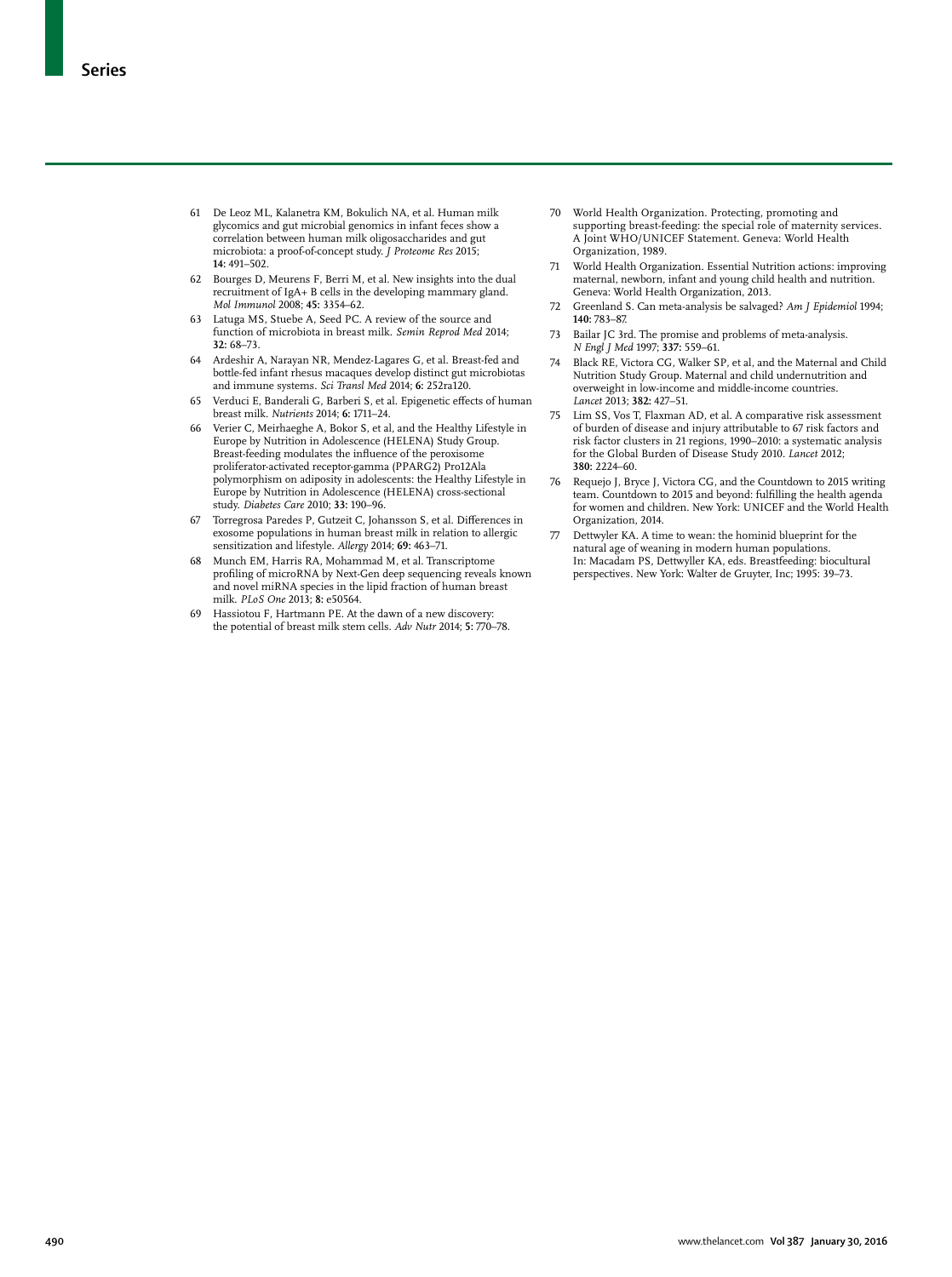61 De Leoz ML, Kalanetra KM, Bokulich NA, et al. Human milk glycomics and gut microbial genomics in infant feces show a correlation between human milk oligosaccharides and gut microbiota: a proof-of-concept study. *J Proteome Res* 2015; **14:** 491–502.

62 Bourges D, Meurens F, Berri M, et al. New insights into the dual recruitment of IgA+ B cells in the developing mammary gland. *Mol Immunol* 2008; **45:** 3354–62.

63 Latuga MS, Stuebe A, Seed PC. A review of the source and function of microbiota in breast milk. *Semin Reprod Med* 2014; **32:** 68–73.

64 Ardeshir A, Narayan NR, Mendez-Lagares G, et al. Breast-fed and bottle-fed infant rhesus macaques develop distinct gut microbiotas and immune systems. *Sci Transl Med* 2014; **6:** 252ra120.

65 Verduci E, Banderali G, Barberi S, et al. Epigenetic effects of human breast milk. *Nutrients* 2014; **6:** 1711–24.

66 Verier C, Meirhaeghe A, Bokor S, et al, and the Healthy Lifestyle in Europe by Nutrition in Adolescence (HELENA) Study Group. Breast-feeding modulates the influence of the peroxisome proliferator-activated receptor-gamma (PPARG2) Pro12Ala polymorphism on adiposity in adolescents: the Healthy Lifestyle in Europe by Nutrition in Adolescence (HELENA) cross-sectional study. *Diabetes Care* 2010; **33:** 190–96.

67 Torregrosa Paredes P, Gutzeit C, Johansson S, et al. Differences in exosome populations in human breast milk in relation to allergic sensitization and lifestyle. *Allergy* 2014; **69:** 463–71.

68 Munch EM, Harris RA, Mohammad M, et al. Transcriptome profiling of microRNA by Next-Gen deep sequencing reveals known and novel miRNA species in the lipid fraction of human breast milk. *PLoS One* 2013; **8:** e50564.

69 Hassiotou F, Hartmann PE. At the dawn of a new discovery: the potential of breast milk stem cells. *Adv Nutr* 2014; **5:** 770–78.

70 World Health Organization. Protecting, promoting and supporting breast-feeding: the special role of maternity services. A Joint WHO/UNICEF Statement. Geneva: World Health Organization, 1989.

71 World Health Organization. Essential Nutrition actions: improving maternal, newborn, infant and young child health and nutrition. Geneva: World Health Organization, 2013.

72 Greenland S. Can meta-analysis be salvaged? *Am J Epidemiol* 1994; **140:** 783–87.

73 Bailar JC 3rd. The promise and problems of meta-analysis. *N Engl J Med* 1997; **337:** 559–61.

74 Black RE, Victora CG, Walker SP, et al, and the Maternal and Child Nutrition Study Group. Maternal and child undernutrition and overweight in low-income and middle-income countries. *Lancet* 2013; **382:** 427–51.

75 Lim SS, Vos T, Flaxman AD, et al. A comparative risk assessment of burden of disease and injury attributable to 67 risk factors and risk factor clusters in 21 regions, 1990–2010: a systematic analysis for the Global Burden of Disease Study 2010. *Lancet* 2012; **380:** 2224–60.

76 Requejo J, Bryce J, Victora CG, and the Countdown to 2015 writing team. Countdown to 2015 and beyond: fulfilling the health agenda for women and children. New York: UNICEF and the World Health Organization, 2014.

77 Dettwyler KA. A time to wean: the hominid blueprint for the natural age of weaning in modern human populations. In: Macadam PS, Dettwyller KA, eds. Breastfeeding: biocultural perspectives. New York: Walter de Gruyter, Inc; 1995: 39–73.